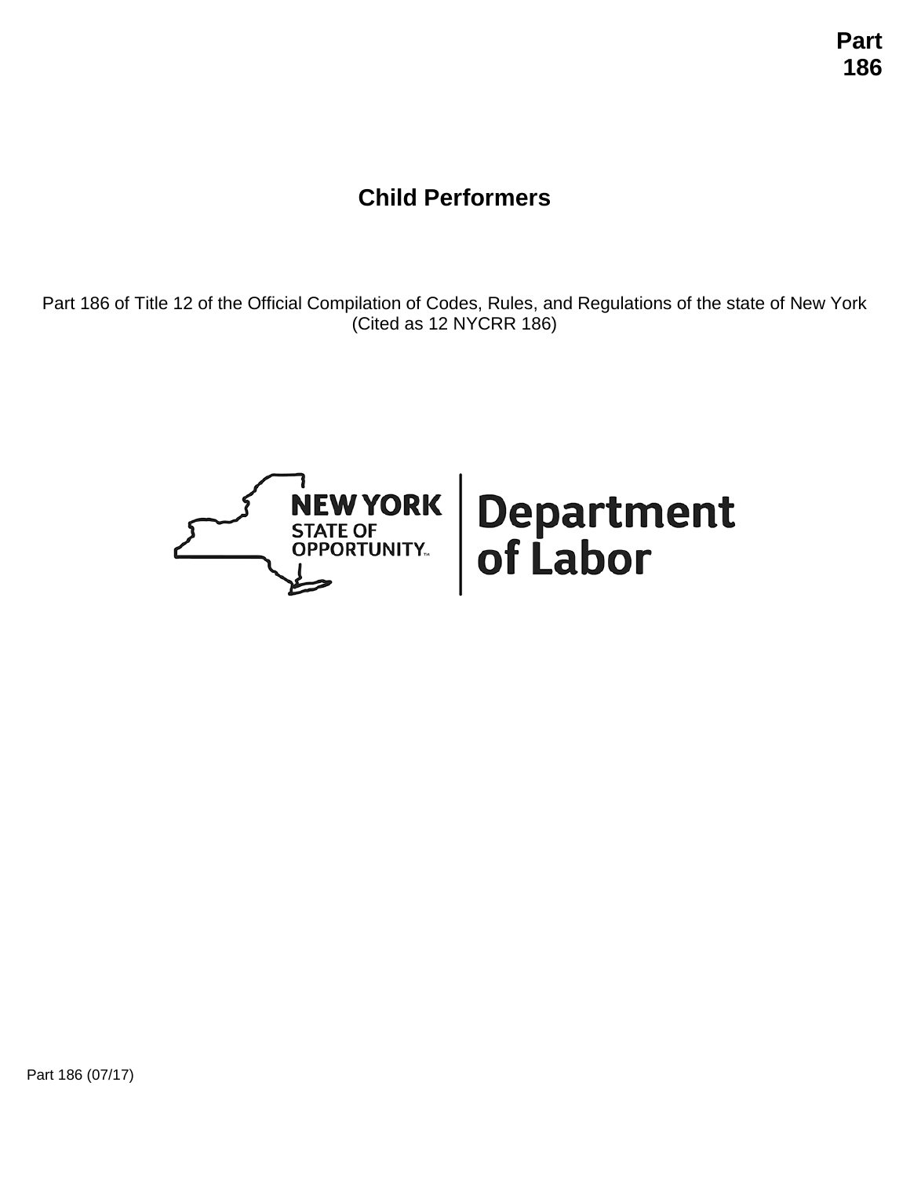**Part 186**

# Child Performers

Part 186 of Title 12 of the Official Compilation of Codes, Rules, and Regulations of the state of New York (Cited as 12 NYCRR 186)

NEW YORK STATE OF OPPORTUNITY. | Department of Labor

Part 186 (07/17)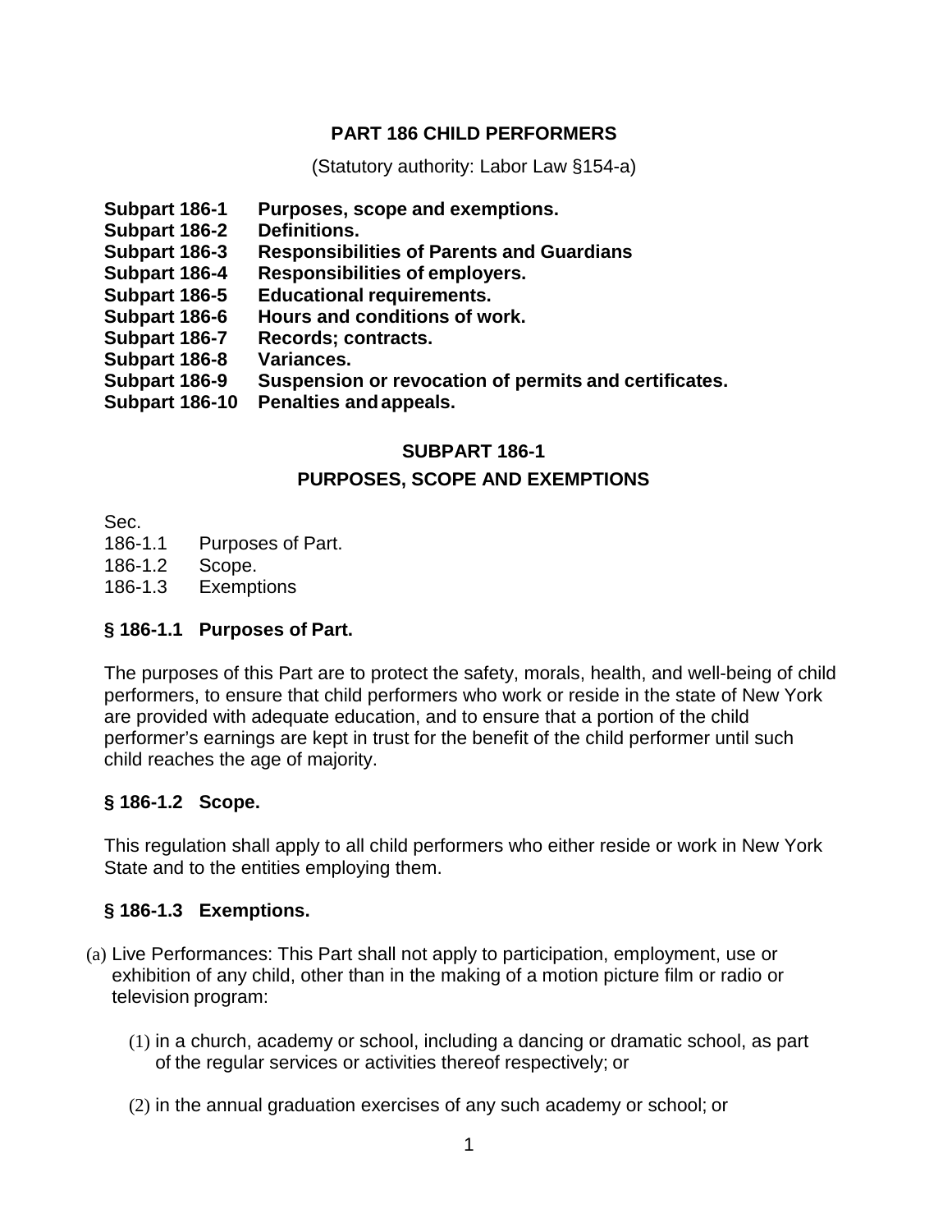## PART 186 CHILD PERFORMERS

(Statutory authority: Labor Law §154-a)

**Subpart 186-1 Purposes, scope and exemptions.**
**Subpart 186-2 Definitions.**
**Subpart 186-3 Responsibilities of Parents and Guardians**
**Subpart 186-4 Responsibilities of employers.**
**Subpart 186-5 Educational requirements.**
**Subpart 186-6 Hours and conditions of work.**
**Subpart 186-7 Records; contracts.**
**Subpart 186-8 Variances.**
**Subpart 186-9 Suspension or revocation of permits and certificates.**
**Subpart 186-10 Penalties and appeals.**

### SUBPART 186-1
### PURPOSES, SCOPE AND EXEMPTIONS

Sec.
186-1.1 Purposes of Part.
186-1.2 Scope.
186-1.3 Exemptions

#### § 186-1.1 Purposes of Part.

The purposes of this Part are to protect the safety, morals, health, and well-being of child performers, to ensure that child performers who work or reside in the state of New York are provided with adequate education, and to ensure that a portion of the child performer's earnings are kept in trust for the benefit of the child performer until such child reaches the age of majority.

#### § 186-1.2 Scope.

This regulation shall apply to all child performers who either reside or work in New York State and to the entities employing them.

#### § 186-1.3 Exemptions.

(a) Live Performances: This Part shall not apply to participation, employment, use or exhibition of any child, other than in the making of a motion picture film or radio or television program:

(1) in a church, academy or school, including a dancing or dramatic school, as part of the regular services or activities thereof respectively; or

(2) in the annual graduation exercises of any such academy or school; or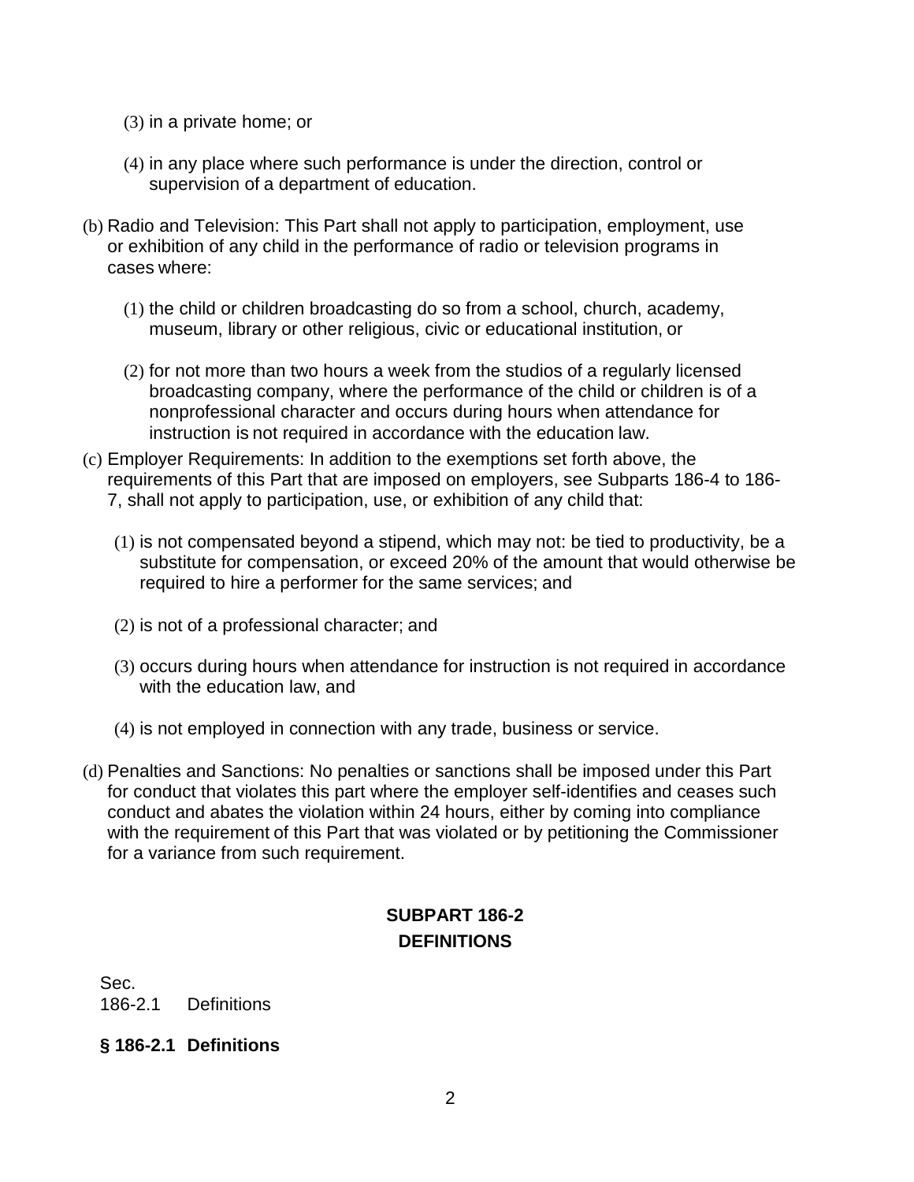(3) in a private home; or

(4) in any place where such performance is under the direction, control or supervision of a department of education.

(b) Radio and Television: This Part shall not apply to participation, employment, use or exhibition of any child in the performance of radio or television programs in cases where:

(1) the child or children broadcasting do so from a school, church, academy, museum, library or other religious, civic or educational institution, or

(2) for not more than two hours a week from the studios of a regularly licensed broadcasting company, where the performance of the child or children is of a nonprofessional character and occurs during hours when attendance for instruction is not required in accordance with the education law.

(c) Employer Requirements: In addition to the exemptions set forth above, the requirements of this Part that are imposed on employers, see Subparts 186-4 to 186-7, shall not apply to participation, use, or exhibition of any child that:

(1) is not compensated beyond a stipend, which may not: be tied to productivity, be a substitute for compensation, or exceed 20% of the amount that would otherwise be required to hire a performer for the same services; and

(2) is not of a professional character; and

(3) occurs during hours when attendance for instruction is not required in accordance with the education law, and

(4) is not employed in connection with any trade, business or service.

(d) Penalties and Sanctions: No penalties or sanctions shall be imposed under this Part for conduct that violates this part where the employer self-identifies and ceases such conduct and abates the violation within 24 hours, either by coming into compliance with the requirement of this Part that was violated or by petitioning the Commissioner for a variance from such requirement.

## SUBPART 186-2
## DEFINITIONS

Sec.
186-2.1 Definitions

### § 186-2.1 Definitions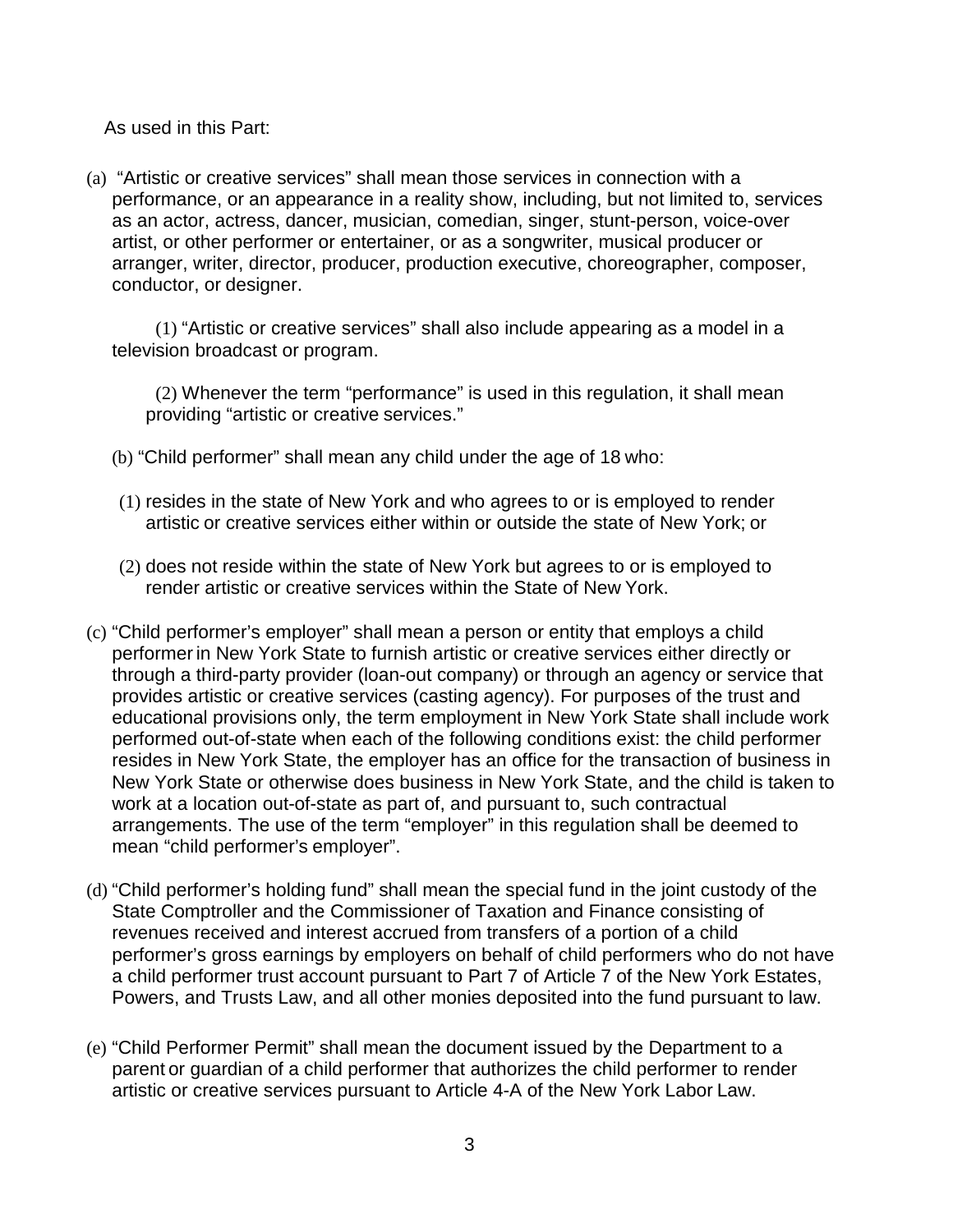As used in this Part:

(a) "Artistic or creative services" shall mean those services in connection with a performance, or an appearance in a reality show, including, but not limited to, services as an actor, actress, dancer, musician, comedian, singer, stunt-person, voice-over artist, or other performer or entertainer, or as a songwriter, musical producer or arranger, writer, director, producer, production executive, choreographer, composer, conductor, or designer.

(1) "Artistic or creative services" shall also include appearing as a model in a television broadcast or program.

(2) Whenever the term "performance" is used in this regulation, it shall mean providing "artistic or creative services."

(b) "Child performer" shall mean any child under the age of 18 who:

(1) resides in the state of New York and who agrees to or is employed to render artistic or creative services either within or outside the state of New York; or

(2) does not reside within the state of New York but agrees to or is employed to render artistic or creative services within the State of New York.

(c) "Child performer's employer" shall mean a person or entity that employs a child performer in New York State to furnish artistic or creative services either directly or through a third-party provider (loan-out company) or through an agency or service that provides artistic or creative services (casting agency). For purposes of the trust and educational provisions only, the term employment in New York State shall include work performed out-of-state when each of the following conditions exist: the child performer resides in New York State, the employer has an office for the transaction of business in New York State or otherwise does business in New York State, and the child is taken to work at a location out-of-state as part of, and pursuant to, such contractual arrangements. The use of the term "employer" in this regulation shall be deemed to mean "child performer's employer".

(d) "Child performer's holding fund" shall mean the special fund in the joint custody of the State Comptroller and the Commissioner of Taxation and Finance consisting of revenues received and interest accrued from transfers of a portion of a child performer's gross earnings by employers on behalf of child performers who do not have a child performer trust account pursuant to Part 7 of Article 7 of the New York Estates, Powers, and Trusts Law, and all other monies deposited into the fund pursuant to law.

(e) "Child Performer Permit" shall mean the document issued by the Department to a parent or guardian of a child performer that authorizes the child performer to render artistic or creative services pursuant to Article 4-A of the New York Labor Law.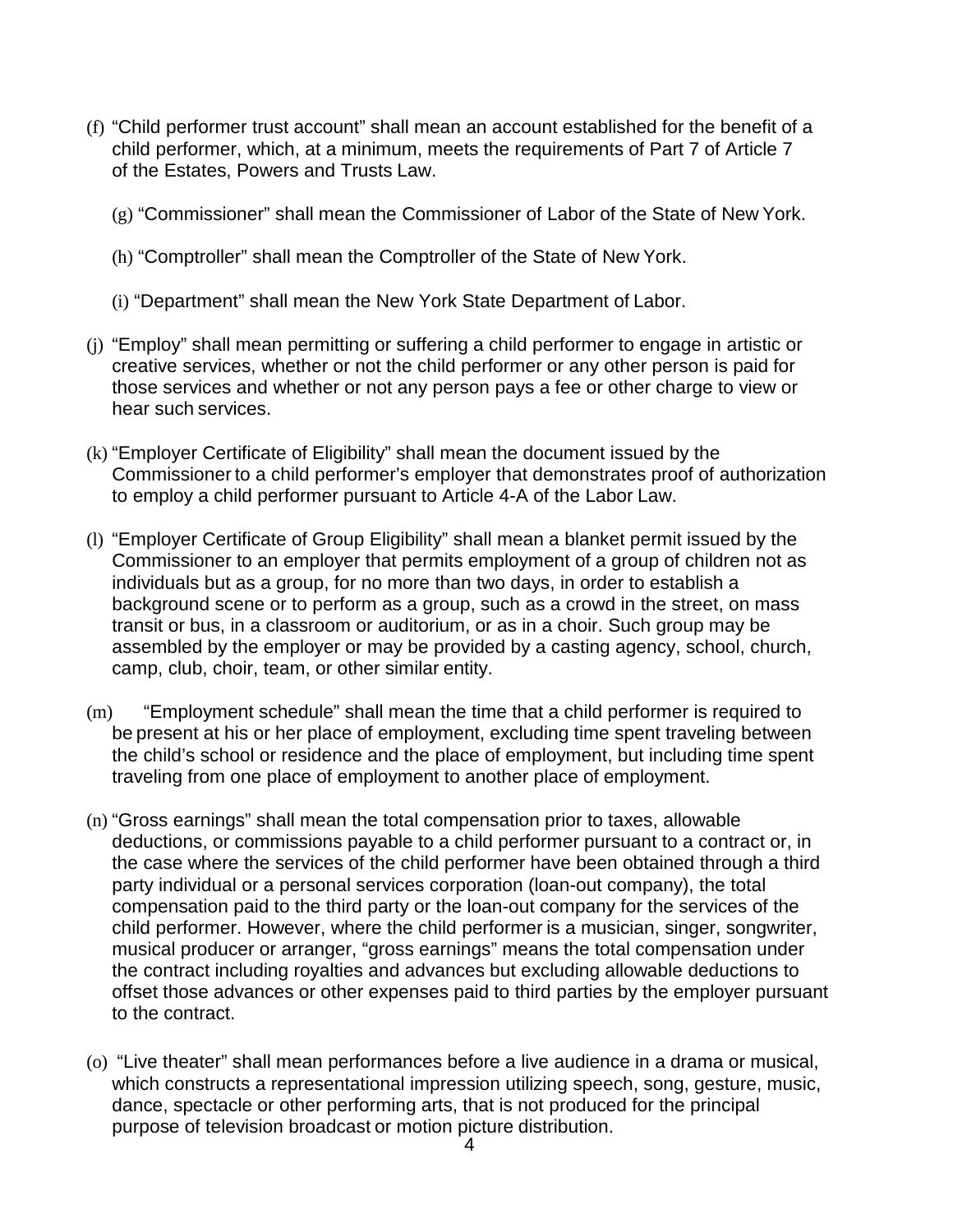(f) "Child performer trust account" shall mean an account established for the benefit of a child performer, which, at a minimum, meets the requirements of Part 7 of Article 7 of the Estates, Powers and Trusts Law.

(g) "Commissioner" shall mean the Commissioner of Labor of the State of New York.

(h) "Comptroller" shall mean the Comptroller of the State of New York.

(i) "Department" shall mean the New York State Department of Labor.

(j) "Employ" shall mean permitting or suffering a child performer to engage in artistic or creative services, whether or not the child performer or any other person is paid for those services and whether or not any person pays a fee or other charge to view or hear such services.

(k) "Employer Certificate of Eligibility" shall mean the document issued by the Commissioner to a child performer's employer that demonstrates proof of authorization to employ a child performer pursuant to Article 4-A of the Labor Law.

(l) "Employer Certificate of Group Eligibility" shall mean a blanket permit issued by the Commissioner to an employer that permits employment of a group of children not as individuals but as a group, for no more than two days, in order to establish a background scene or to perform as a group, such as a crowd in the street, on mass transit or bus, in a classroom or auditorium, or as in a choir. Such group may be assembled by the employer or may be provided by a casting agency, school, church, camp, club, choir, team, or other similar entity.

(m) "Employment schedule" shall mean the time that a child performer is required to be present at his or her place of employment, excluding time spent traveling between the child's school or residence and the place of employment, but including time spent traveling from one place of employment to another place of employment.

(n) "Gross earnings" shall mean the total compensation prior to taxes, allowable deductions, or commissions payable to a child performer pursuant to a contract or, in the case where the services of the child performer have been obtained through a third party individual or a personal services corporation (loan-out company), the total compensation paid to the third party or the loan-out company for the services of the child performer. However, where the child performer is a musician, singer, songwriter, musical producer or arranger, "gross earnings" means the total compensation under the contract including royalties and advances but excluding allowable deductions to offset those advances or other expenses paid to third parties by the employer pursuant to the contract.

(o) "Live theater" shall mean performances before a live audience in a drama or musical, which constructs a representational impression utilizing speech, song, gesture, music, dance, spectacle or other performing arts, that is not produced for the principal purpose of television broadcast or motion picture distribution.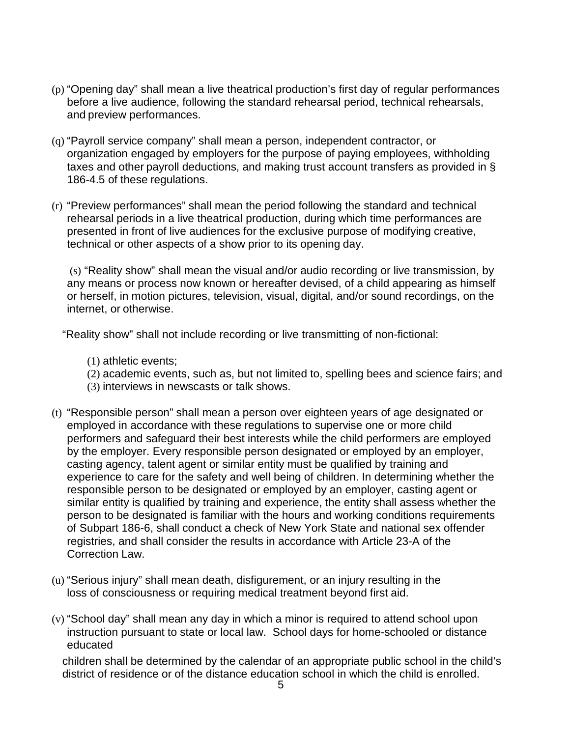(p) "Opening day" shall mean a live theatrical production's first day of regular performances before a live audience, following the standard rehearsal period, technical rehearsals, and preview performances.

(q) "Payroll service company" shall mean a person, independent contractor, or organization engaged by employers for the purpose of paying employees, withholding taxes and other payroll deductions, and making trust account transfers as provided in § 186-4.5 of these regulations.

(r) "Preview performances" shall mean the period following the standard and technical rehearsal periods in a live theatrical production, during which time performances are presented in front of live audiences for the exclusive purpose of modifying creative, technical or other aspects of a show prior to its opening day.

(s) "Reality show" shall mean the visual and/or audio recording or live transmission, by any means or process now known or hereafter devised, of a child appearing as himself or herself, in motion pictures, television, visual, digital, and/or sound recordings, on the internet, or otherwise.

"Reality show" shall not include recording or live transmitting of non-fictional:

(1) athletic events;
(2) academic events, such as, but not limited to, spelling bees and science fairs; and
(3) interviews in newscasts or talk shows.

(t) "Responsible person" shall mean a person over eighteen years of age designated or employed in accordance with these regulations to supervise one or more child performers and safeguard their best interests while the child performers are employed by the employer. Every responsible person designated or employed by an employer, casting agency, talent agent or similar entity must be qualified by training and experience to care for the safety and well being of children. In determining whether the responsible person to be designated or employed by an employer, casting agent or similar entity is qualified by training and experience, the entity shall assess whether the person to be designated is familiar with the hours and working conditions requirements of Subpart 186-6, shall conduct a check of New York State and national sex offender registries, and shall consider the results in accordance with Article 23-A of the Correction Law.

(u) "Serious injury" shall mean death, disfigurement, or an injury resulting in the loss of consciousness or requiring medical treatment beyond first aid.

(v) "School day" shall mean any day in which a minor is required to attend school upon instruction pursuant to state or local law. School days for home-schooled or distance educated children shall be determined by the calendar of an appropriate public school in the child's district of residence or of the distance education school in which the child is enrolled.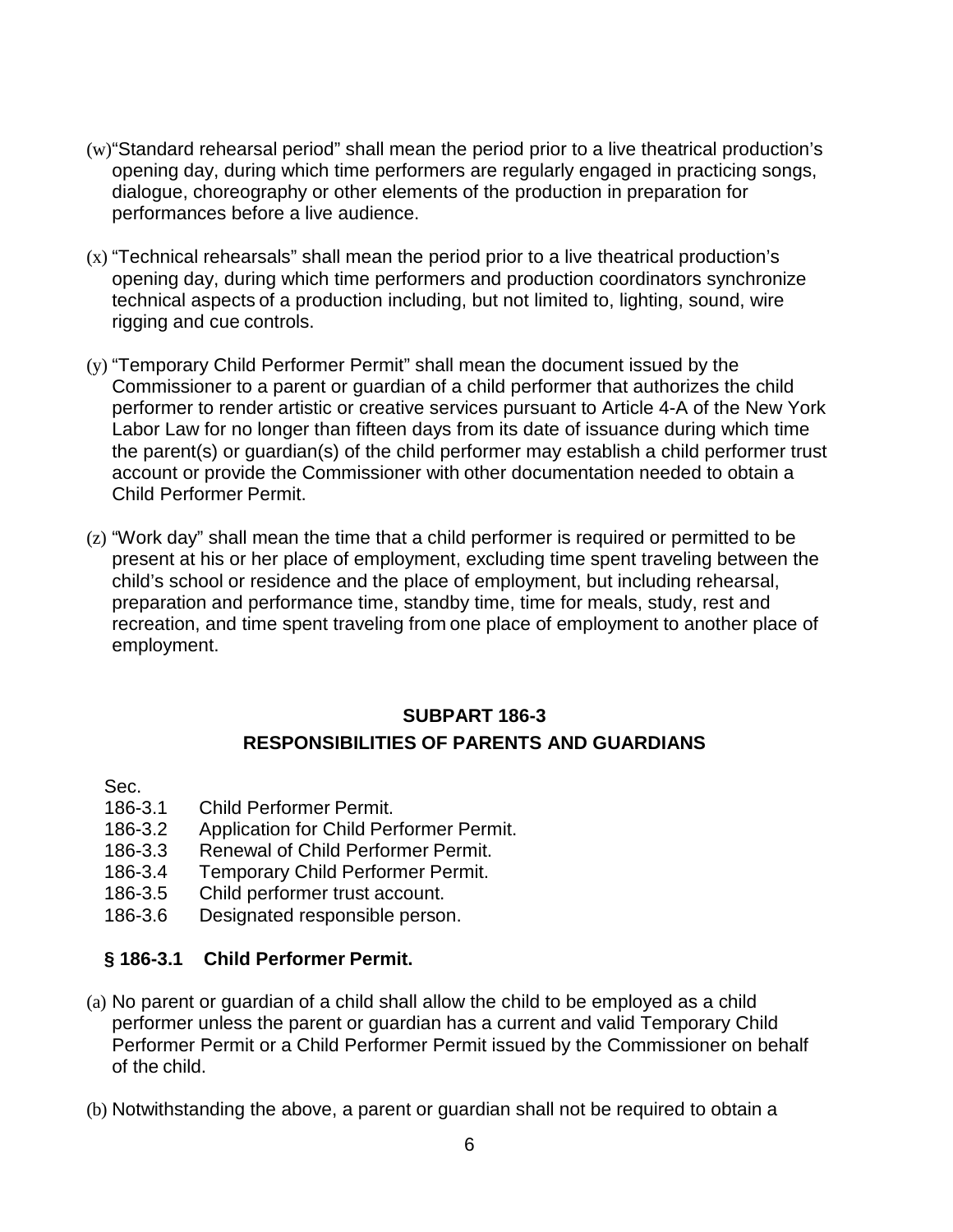(w) "Standard rehearsal period" shall mean the period prior to a live theatrical production's opening day, during which time performers are regularly engaged in practicing songs, dialogue, choreography or other elements of the production in preparation for performances before a live audience.

(x) "Technical rehearsals" shall mean the period prior to a live theatrical production's opening day, during which time performers and production coordinators synchronize technical aspects of a production including, but not limited to, lighting, sound, wire rigging and cue controls.

(y) "Temporary Child Performer Permit" shall mean the document issued by the Commissioner to a parent or guardian of a child performer that authorizes the child performer to render artistic or creative services pursuant to Article 4-A of the New York Labor Law for no longer than fifteen days from its date of issuance during which time the parent(s) or guardian(s) of the child performer may establish a child performer trust account or provide the Commissioner with other documentation needed to obtain a Child Performer Permit.

(z) "Work day" shall mean the time that a child performer is required or permitted to be present at his or her place of employment, excluding time spent traveling between the child's school or residence and the place of employment, but including rehearsal, preparation and performance time, standby time, time for meals, study, rest and recreation, and time spent traveling from one place of employment to another place of employment.

## SUBPART 186-3
## RESPONSIBILITIES OF PARENTS AND GUARDIANS

Sec.
186-3.1 Child Performer Permit.
186-3.2 Application for Child Performer Permit.
186-3.3 Renewal of Child Performer Permit.
186-3.4 Temporary Child Performer Permit.
186-3.5 Child performer trust account.
186-3.6 Designated responsible person.

### § 186-3.1 Child Performer Permit.

(a) No parent or guardian of a child shall allow the child to be employed as a child performer unless the parent or guardian has a current and valid Temporary Child Performer Permit or a Child Performer Permit issued by the Commissioner on behalf of the child.

(b) Notwithstanding the above, a parent or guardian shall not be required to obtain a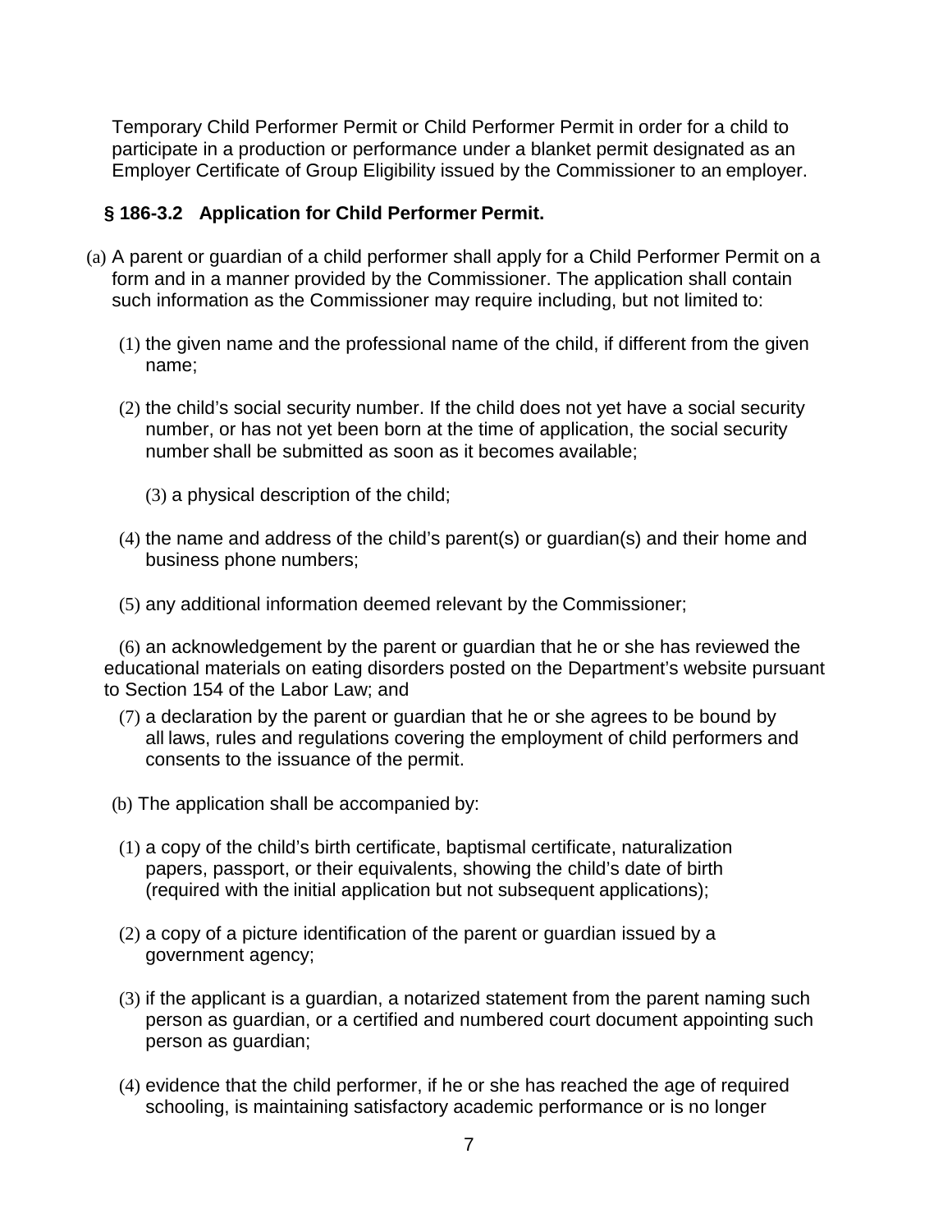Temporary Child Performer Permit or Child Performer Permit in order for a child to participate in a production or performance under a blanket permit designated as an Employer Certificate of Group Eligibility issued by the Commissioner to an employer.

### § 186-3.2 Application for Child Performer Permit.

(a) A parent or guardian of a child performer shall apply for a Child Performer Permit on a form and in a manner provided by the Commissioner. The application shall contain such information as the Commissioner may require including, but not limited to:

(1) the given name and the professional name of the child, if different from the given name;

(2) the child's social security number. If the child does not yet have a social security number, or has not yet been born at the time of application, the social security number shall be submitted as soon as it becomes available;

(3) a physical description of the child;

(4) the name and address of the child's parent(s) or guardian(s) and their home and business phone numbers;

(5) any additional information deemed relevant by the Commissioner;

(6) an acknowledgement by the parent or guardian that he or she has reviewed the educational materials on eating disorders posted on the Department's website pursuant to Section 154 of the Labor Law; and

(7) a declaration by the parent or guardian that he or she agrees to be bound by all laws, rules and regulations covering the employment of child performers and consents to the issuance of the permit.

(b) The application shall be accompanied by:

(1) a copy of the child's birth certificate, baptismal certificate, naturalization papers, passport, or their equivalents, showing the child's date of birth (required with the initial application but not subsequent applications);

(2) a copy of a picture identification of the parent or guardian issued by a government agency;

(3) if the applicant is a guardian, a notarized statement from the parent naming such person as guardian, or a certified and numbered court document appointing such person as guardian;

(4) evidence that the child performer, if he or she has reached the age of required schooling, is maintaining satisfactory academic performance or is no longer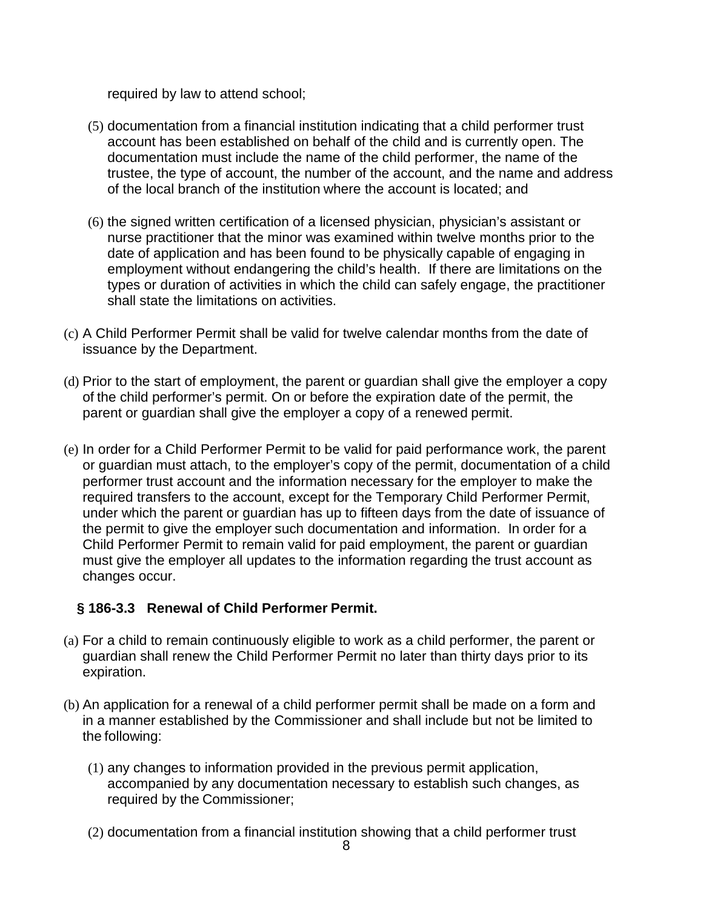required by law to attend school;

(5) documentation from a financial institution indicating that a child performer trust account has been established on behalf of the child and is currently open. The documentation must include the name of the child performer, the name of the trustee, the type of account, the number of the account, and the name and address of the local branch of the institution where the account is located; and

(6) the signed written certification of a licensed physician, physician's assistant or nurse practitioner that the minor was examined within twelve months prior to the date of application and has been found to be physically capable of engaging in employment without endangering the child's health. If there are limitations on the types or duration of activities in which the child can safely engage, the practitioner shall state the limitations on activities.

(c) A Child Performer Permit shall be valid for twelve calendar months from the date of issuance by the Department.

(d) Prior to the start of employment, the parent or guardian shall give the employer a copy of the child performer's permit. On or before the expiration date of the permit, the parent or guardian shall give the employer a copy of a renewed permit.

(e) In order for a Child Performer Permit to be valid for paid performance work, the parent or guardian must attach, to the employer's copy of the permit, documentation of a child performer trust account and the information necessary for the employer to make the required transfers to the account, except for the Temporary Child Performer Permit, under which the parent or guardian has up to fifteen days from the date of issuance of the permit to give the employer such documentation and information. In order for a Child Performer Permit to remain valid for paid employment, the parent or guardian must give the employer all updates to the information regarding the trust account as changes occur.

### § 186-3.3 Renewal of Child Performer Permit.

(a) For a child to remain continuously eligible to work as a child performer, the parent or guardian shall renew the Child Performer Permit no later than thirty days prior to its expiration.

(b) An application for a renewal of a child performer permit shall be made on a form and in a manner established by the Commissioner and shall include but not be limited to the following:

(1) any changes to information provided in the previous permit application, accompanied by any documentation necessary to establish such changes, as required by the Commissioner;

(2) documentation from a financial institution showing that a child performer trust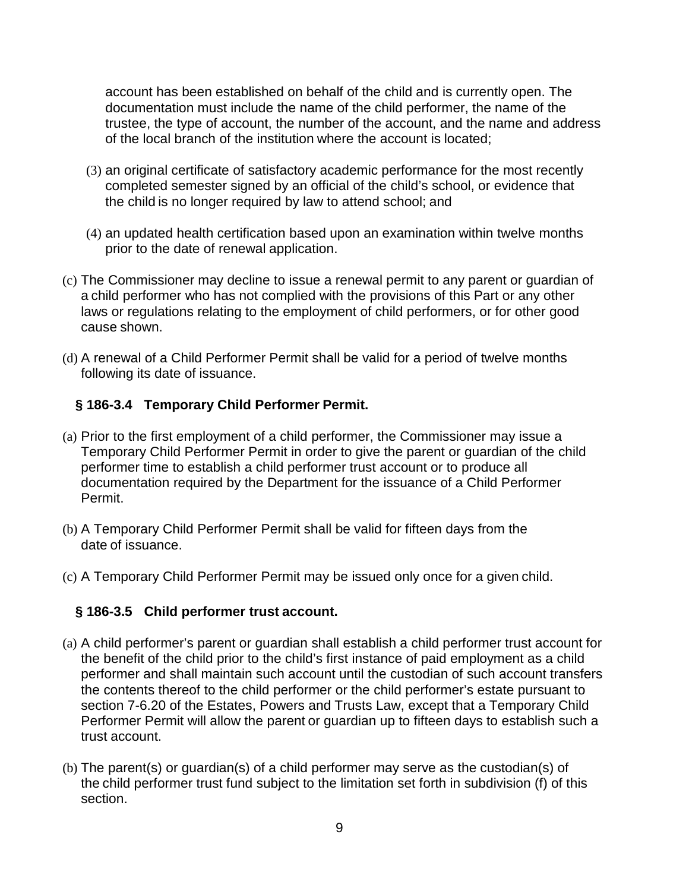account has been established on behalf of the child and is currently open. The documentation must include the name of the child performer, the name of the trustee, the type of account, the number of the account, and the name and address of the local branch of the institution where the account is located;

(3) an original certificate of satisfactory academic performance for the most recently completed semester signed by an official of the child's school, or evidence that the child is no longer required by law to attend school; and

(4) an updated health certification based upon an examination within twelve months prior to the date of renewal application.

(c) The Commissioner may decline to issue a renewal permit to any parent or guardian of a child performer who has not complied with the provisions of this Part or any other laws or regulations relating to the employment of child performers, or for other good cause shown.

(d) A renewal of a Child Performer Permit shall be valid for a period of twelve months following its date of issuance.

### § 186-3.4 Temporary Child Performer Permit.

(a) Prior to the first employment of a child performer, the Commissioner may issue a Temporary Child Performer Permit in order to give the parent or guardian of the child performer time to establish a child performer trust account or to produce all documentation required by the Department for the issuance of a Child Performer Permit.

(b) A Temporary Child Performer Permit shall be valid for fifteen days from the date of issuance.

(c) A Temporary Child Performer Permit may be issued only once for a given child.

### § 186-3.5 Child performer trust account.

(a) A child performer's parent or guardian shall establish a child performer trust account for the benefit of the child prior to the child's first instance of paid employment as a child performer and shall maintain such account until the custodian of such account transfers the contents thereof to the child performer or the child performer's estate pursuant to section 7-6.20 of the Estates, Powers and Trusts Law, except that a Temporary Child Performer Permit will allow the parent or guardian up to fifteen days to establish such a trust account.

(b) The parent(s) or guardian(s) of a child performer may serve as the custodian(s) of the child performer trust fund subject to the limitation set forth in subdivision (f) of this section.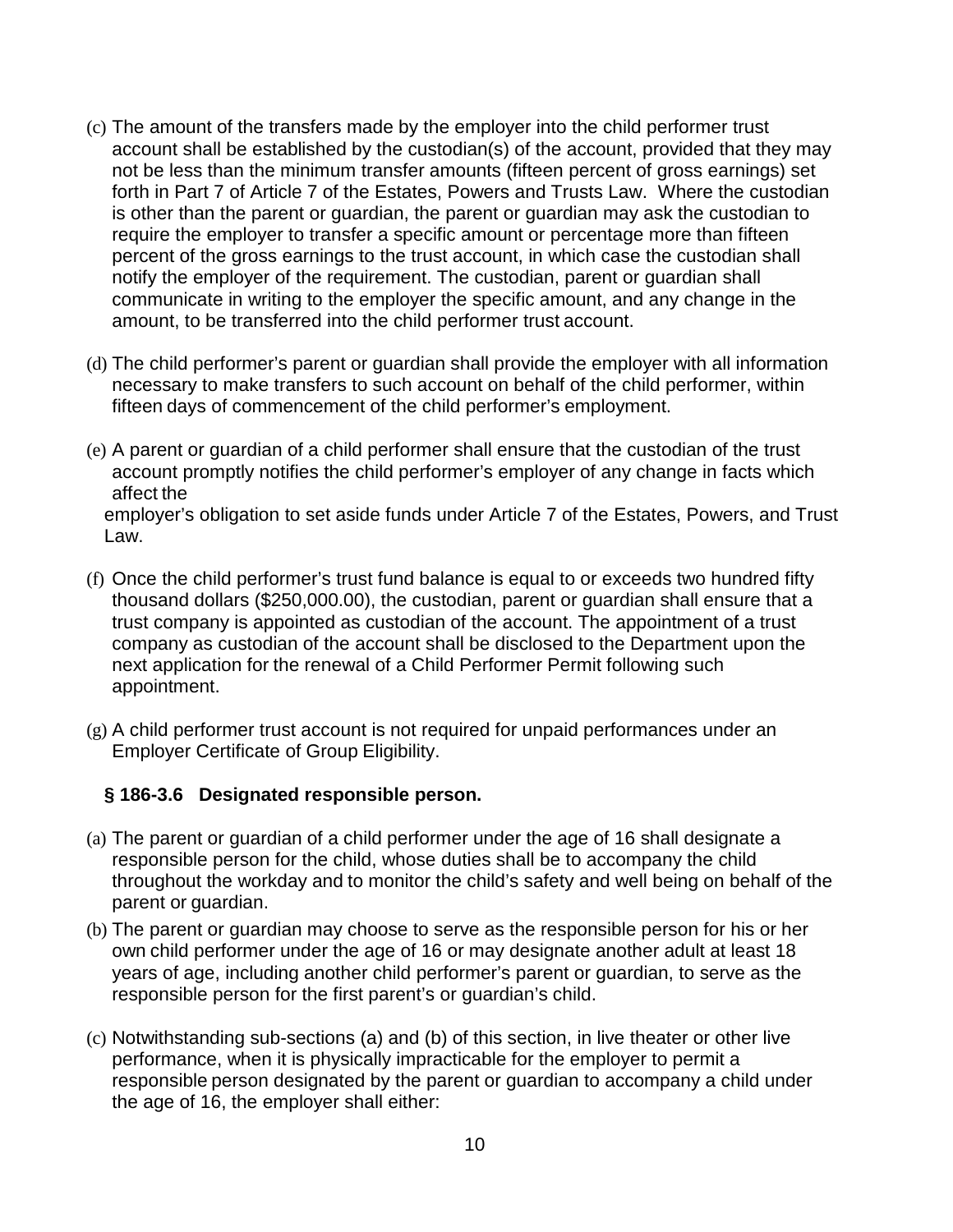(c) The amount of the transfers made by the employer into the child performer trust account shall be established by the custodian(s) of the account, provided that they may not be less than the minimum transfer amounts (fifteen percent of gross earnings) set forth in Part 7 of Article 7 of the Estates, Powers and Trusts Law. Where the custodian is other than the parent or guardian, the parent or guardian may ask the custodian to require the employer to transfer a specific amount or percentage more than fifteen percent of the gross earnings to the trust account, in which case the custodian shall notify the employer of the requirement. The custodian, parent or guardian shall communicate in writing to the employer the specific amount, and any change in the amount, to be transferred into the child performer trust account.

(d) The child performer's parent or guardian shall provide the employer with all information necessary to make transfers to such account on behalf of the child performer, within fifteen days of commencement of the child performer's employment.

(e) A parent or guardian of a child performer shall ensure that the custodian of the trust account promptly notifies the child performer's employer of any change in facts which affect the employer's obligation to set aside funds under Article 7 of the Estates, Powers, and Trust Law.

(f) Once the child performer's trust fund balance is equal to or exceeds two hundred fifty thousand dollars ($250,000.00), the custodian, parent or guardian shall ensure that a trust company is appointed as custodian of the account. The appointment of a trust company as custodian of the account shall be disclosed to the Department upon the next application for the renewal of a Child Performer Permit following such appointment.

(g) A child performer trust account is not required for unpaid performances under an Employer Certificate of Group Eligibility.

### § 186-3.6 Designated responsible person.

(a) The parent or guardian of a child performer under the age of 16 shall designate a responsible person for the child, whose duties shall be to accompany the child throughout the workday and to monitor the child's safety and well being on behalf of the parent or guardian.

(b) The parent or guardian may choose to serve as the responsible person for his or her own child performer under the age of 16 or may designate another adult at least 18 years of age, including another child performer's parent or guardian, to serve as the responsible person for the first parent's or guardian's child.

(c) Notwithstanding sub-sections (a) and (b) of this section, in live theater or other live performance, when it is physically impracticable for the employer to permit a responsible person designated by the parent or guardian to accompany a child under the age of 16, the employer shall either: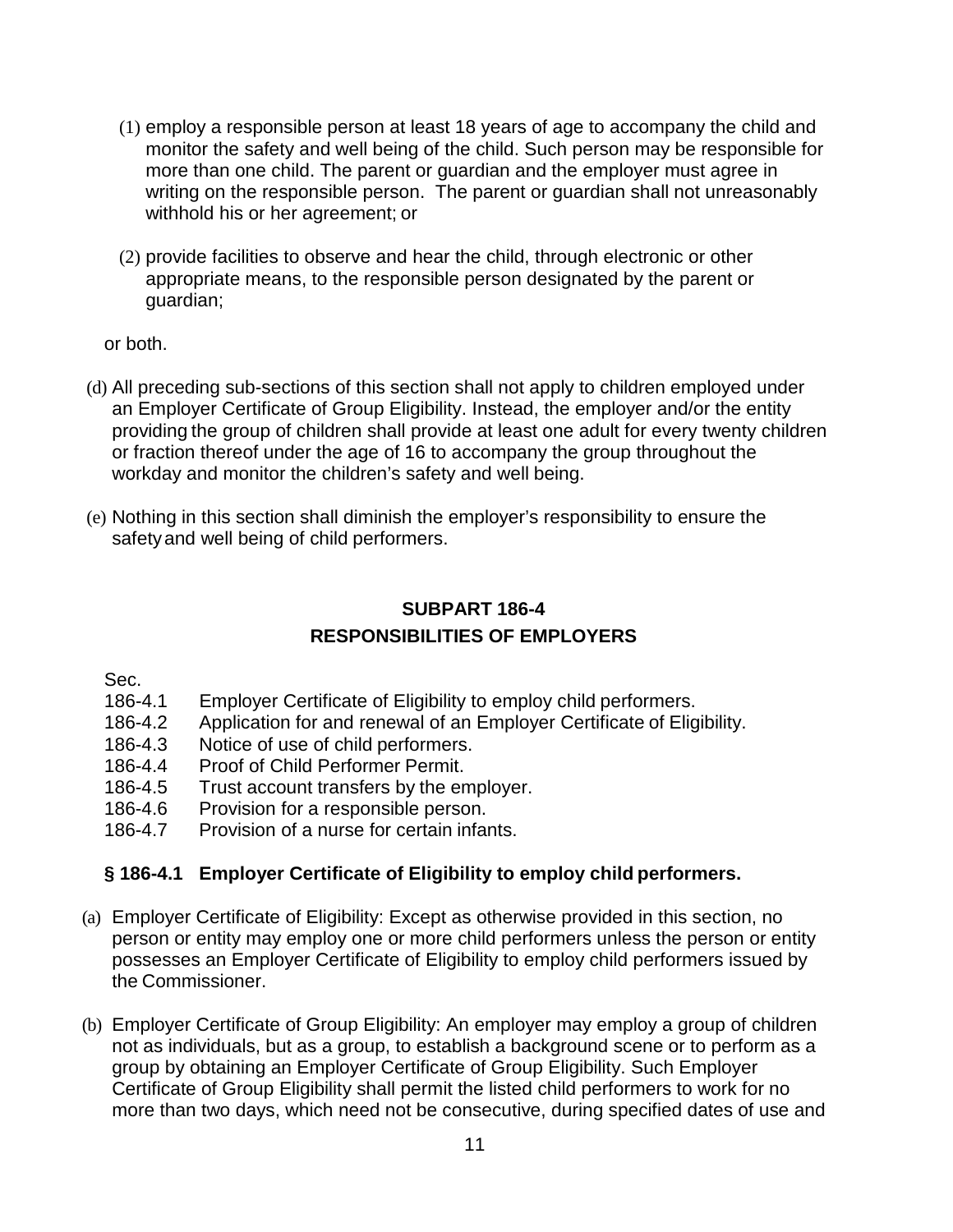(1) employ a responsible person at least 18 years of age to accompany the child and monitor the safety and well being of the child. Such person may be responsible for more than one child. The parent or guardian and the employer must agree in writing on the responsible person. The parent or guardian shall not unreasonably withhold his or her agreement; or

(2) provide facilities to observe and hear the child, through electronic or other appropriate means, to the responsible person designated by the parent or guardian;

or both.

(d) All preceding sub-sections of this section shall not apply to children employed under an Employer Certificate of Group Eligibility. Instead, the employer and/or the entity providing the group of children shall provide at least one adult for every twenty children or fraction thereof under the age of 16 to accompany the group throughout the workday and monitor the children's safety and well being.

(e) Nothing in this section shall diminish the employer's responsibility to ensure the safety and well being of child performers.

## SUBPART 186-4
## RESPONSIBILITIES OF EMPLOYERS

Sec.
186-4.1 Employer Certificate of Eligibility to employ child performers.
186-4.2 Application for and renewal of an Employer Certificate of Eligibility.
186-4.3 Notice of use of child performers.
186-4.4 Proof of Child Performer Permit.
186-4.5 Trust account transfers by the employer.
186-4.6 Provision for a responsible person.
186-4.7 Provision of a nurse for certain infants.

### § 186-4.1 Employer Certificate of Eligibility to employ child performers.

(a) Employer Certificate of Eligibility: Except as otherwise provided in this section, no person or entity may employ one or more child performers unless the person or entity possesses an Employer Certificate of Eligibility to employ child performers issued by the Commissioner.

(b) Employer Certificate of Group Eligibility: An employer may employ a group of children not as individuals, but as a group, to establish a background scene or to perform as a group by obtaining an Employer Certificate of Group Eligibility. Such Employer Certificate of Group Eligibility shall permit the listed child performers to work for no more than two days, which need not be consecutive, during specified dates of use and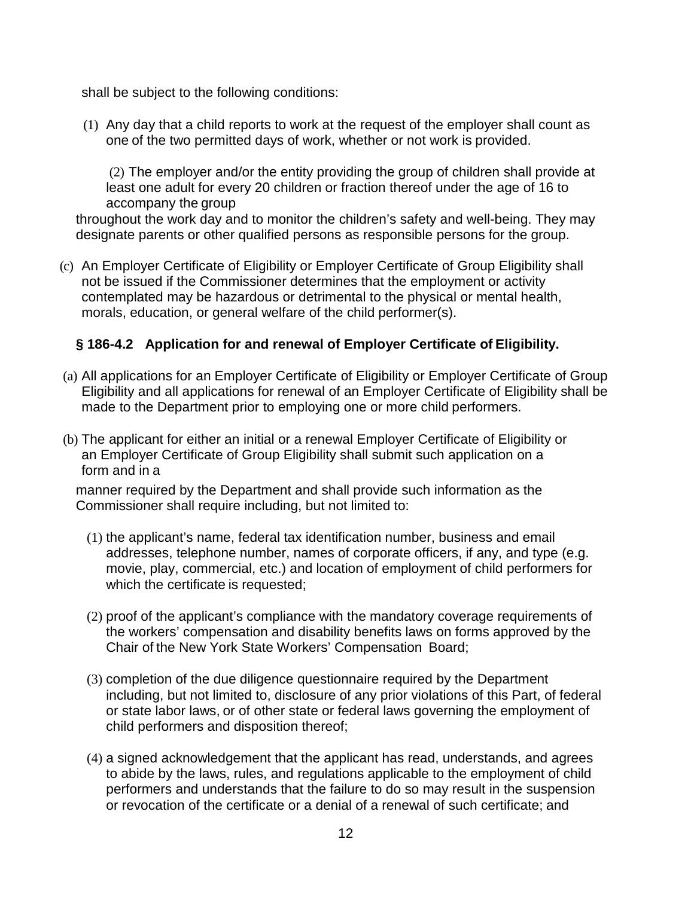shall be subject to the following conditions:

(1) Any day that a child reports to work at the request of the employer shall count as one of the two permitted days of work, whether or not work is provided.

(2) The employer and/or the entity providing the group of children shall provide at least one adult for every 20 children or fraction thereof under the age of 16 to accompany the group throughout the work day and to monitor the children's safety and well-being. They may designate parents or other qualified persons as responsible persons for the group.

(c) An Employer Certificate of Eligibility or Employer Certificate of Group Eligibility shall not be issued if the Commissioner determines that the employment or activity contemplated may be hazardous or detrimental to the physical or mental health, morals, education, or general welfare of the child performer(s).

## § 186-4.2 Application for and renewal of Employer Certificate of Eligibility.

(a) All applications for an Employer Certificate of Eligibility or Employer Certificate of Group Eligibility and all applications for renewal of an Employer Certificate of Eligibility shall be made to the Department prior to employing one or more child performers.

(b) The applicant for either an initial or a renewal Employer Certificate of Eligibility or an Employer Certificate of Group Eligibility shall submit such application on a form and in a manner required by the Department and shall provide such information as the Commissioner shall require including, but not limited to:

(1) the applicant's name, federal tax identification number, business and email addresses, telephone number, names of corporate officers, if any, and type (e.g. movie, play, commercial, etc.) and location of employment of child performers for which the certificate is requested;

(2) proof of the applicant's compliance with the mandatory coverage requirements of the workers' compensation and disability benefits laws on forms approved by the Chair of the New York State Workers' Compensation Board;

(3) completion of the due diligence questionnaire required by the Department including, but not limited to, disclosure of any prior violations of this Part, of federal or state labor laws, or of other state or federal laws governing the employment of child performers and disposition thereof;

(4) a signed acknowledgement that the applicant has read, understands, and agrees to abide by the laws, rules, and regulations applicable to the employment of child performers and understands that the failure to do so may result in the suspension or revocation of the certificate or a denial of a renewal of such certificate; and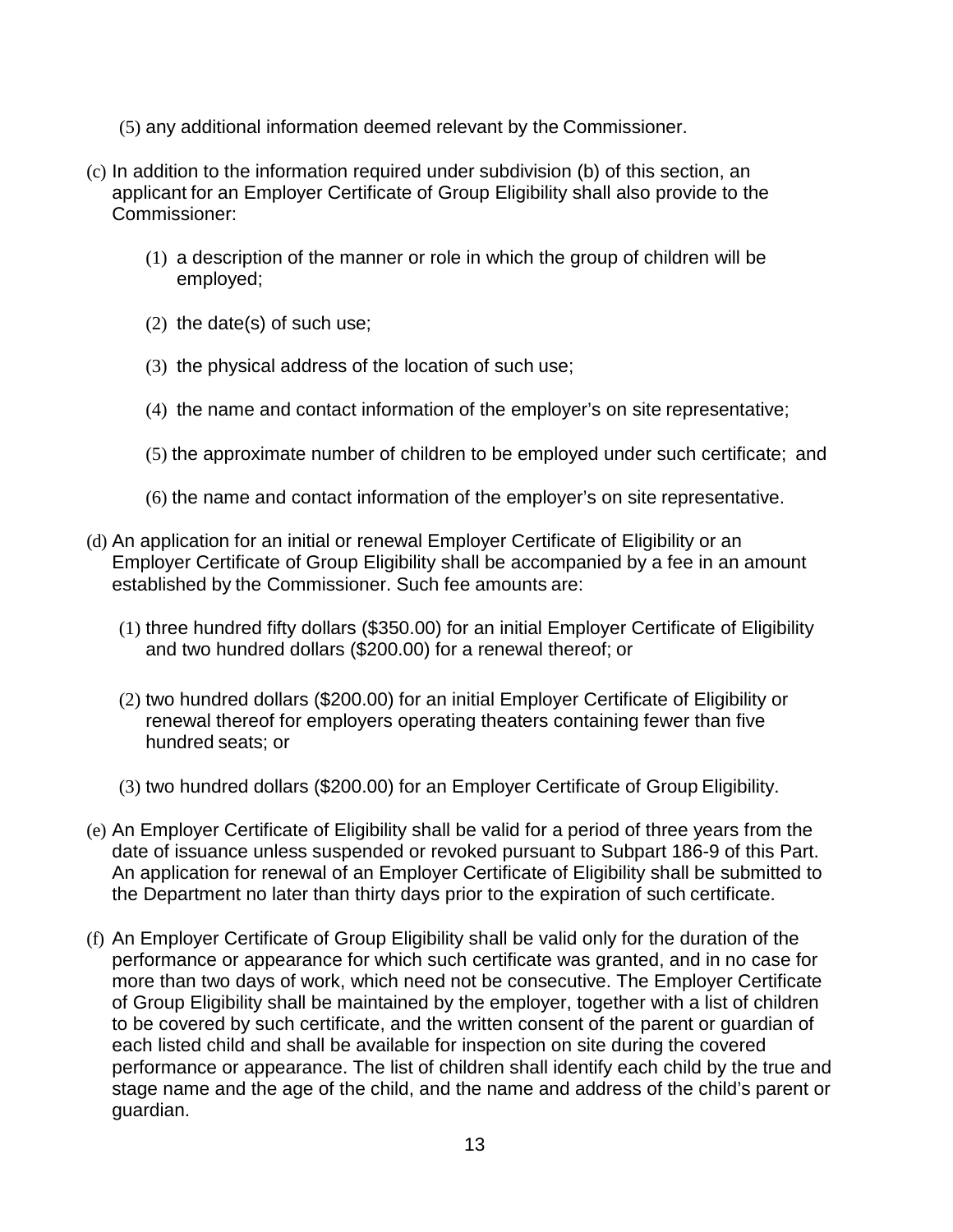(5) any additional information deemed relevant by the Commissioner.

(c) In addition to the information required under subdivision (b) of this section, an applicant for an Employer Certificate of Group Eligibility shall also provide to the Commissioner:

(1) a description of the manner or role in which the group of children will be employed;

(2) the date(s) of such use;

(3) the physical address of the location of such use;

(4) the name and contact information of the employer's on site representative;

(5) the approximate number of children to be employed under such certificate; and

(6) the name and contact information of the employer's on site representative.

(d) An application for an initial or renewal Employer Certificate of Eligibility or an Employer Certificate of Group Eligibility shall be accompanied by a fee in an amount established by the Commissioner. Such fee amounts are:

(1) three hundred fifty dollars ($350.00) for an initial Employer Certificate of Eligibility and two hundred dollars ($200.00) for a renewal thereof; or

(2) two hundred dollars ($200.00) for an initial Employer Certificate of Eligibility or renewal thereof for employers operating theaters containing fewer than five hundred seats; or

(3) two hundred dollars ($200.00) for an Employer Certificate of Group Eligibility.

(e) An Employer Certificate of Eligibility shall be valid for a period of three years from the date of issuance unless suspended or revoked pursuant to Subpart 186-9 of this Part. An application for renewal of an Employer Certificate of Eligibility shall be submitted to the Department no later than thirty days prior to the expiration of such certificate.

(f) An Employer Certificate of Group Eligibility shall be valid only for the duration of the performance or appearance for which such certificate was granted, and in no case for more than two days of work, which need not be consecutive. The Employer Certificate of Group Eligibility shall be maintained by the employer, together with a list of children to be covered by such certificate, and the written consent of the parent or guardian of each listed child and shall be available for inspection on site during the covered performance or appearance. The list of children shall identify each child by the true and stage name and the age of the child, and the name and address of the child's parent or guardian.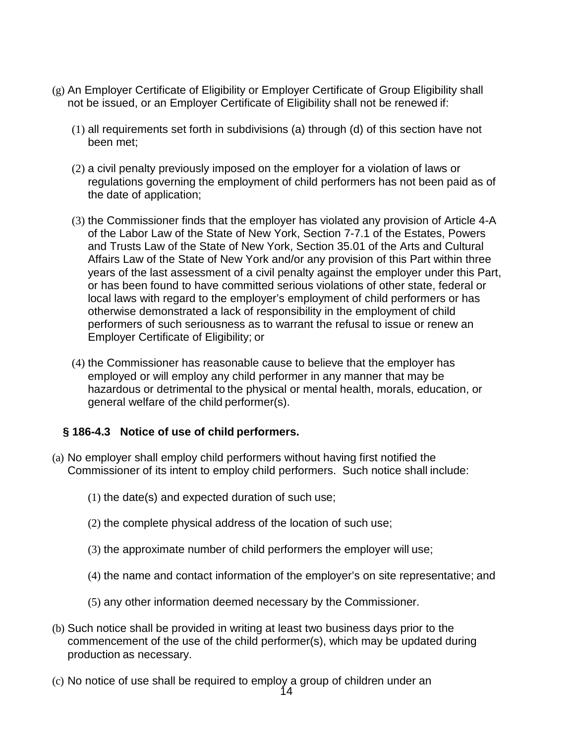(g) An Employer Certificate of Eligibility or Employer Certificate of Group Eligibility shall not be issued, or an Employer Certificate of Eligibility shall not be renewed if:

(1) all requirements set forth in subdivisions (a) through (d) of this section have not been met;

(2) a civil penalty previously imposed on the employer for a violation of laws or regulations governing the employment of child performers has not been paid as of the date of application;

(3) the Commissioner finds that the employer has violated any provision of Article 4-A of the Labor Law of the State of New York, Section 7-7.1 of the Estates, Powers and Trusts Law of the State of New York, Section 35.01 of the Arts and Cultural Affairs Law of the State of New York and/or any provision of this Part within three years of the last assessment of a civil penalty against the employer under this Part, or has been found to have committed serious violations of other state, federal or local laws with regard to the employer's employment of child performers or has otherwise demonstrated a lack of responsibility in the employment of child performers of such seriousness as to warrant the refusal to issue or renew an Employer Certificate of Eligibility; or

(4) the Commissioner has reasonable cause to believe that the employer has employed or will employ any child performer in any manner that may be hazardous or detrimental to the physical or mental health, morals, education, or general welfare of the child performer(s).

### § 186-4.3 Notice of use of child performers.

(a) No employer shall employ child performers without having first notified the Commissioner of its intent to employ child performers. Such notice shall include:

(1) the date(s) and expected duration of such use;

(2) the complete physical address of the location of such use;

(3) the approximate number of child performers the employer will use;

(4) the name and contact information of the employer's on site representative; and

(5) any other information deemed necessary by the Commissioner.

(b) Such notice shall be provided in writing at least two business days prior to the commencement of the use of the child performer(s), which may be updated during production as necessary.

(c) No notice of use shall be required to employ a group of children under an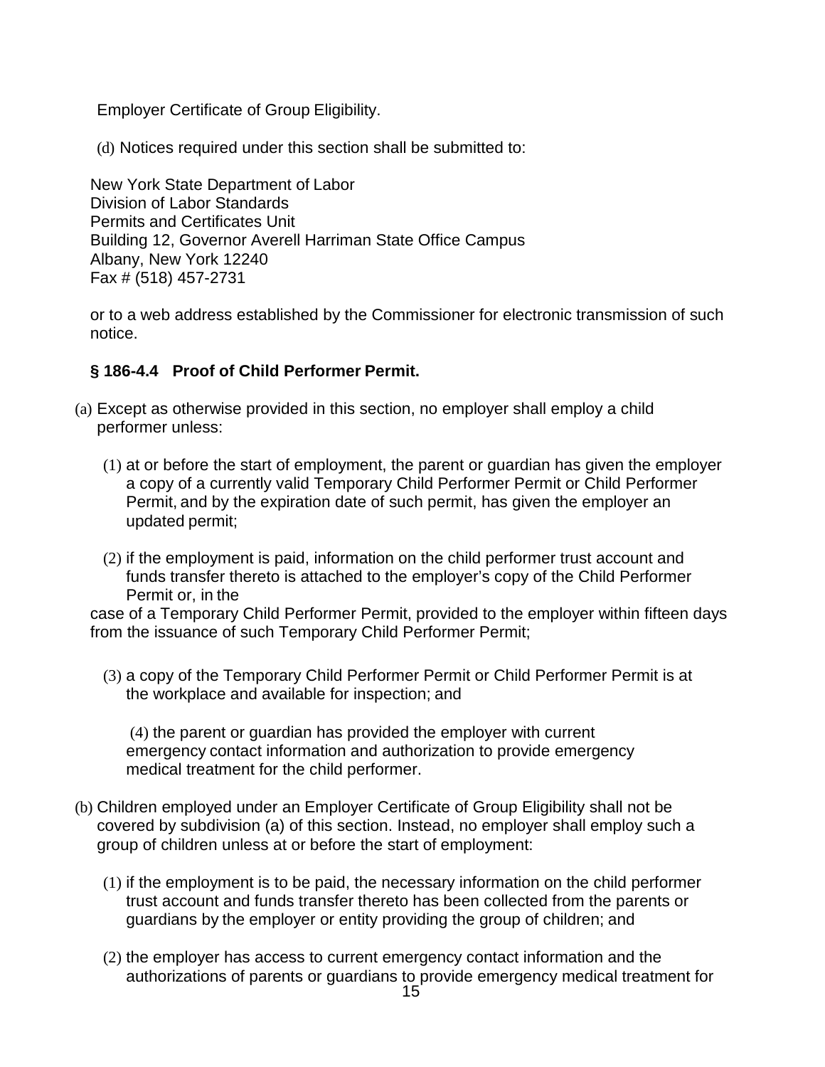Employer Certificate of Group Eligibility.

(d) Notices required under this section shall be submitted to:

New York State Department of Labor
Division of Labor Standards
Permits and Certificates Unit
Building 12, Governor Averell Harriman State Office Campus
Albany, New York 12240
Fax # (518) 457-2731

or to a web address established by the Commissioner for electronic transmission of such notice.

### § 186-4.4 Proof of Child Performer Permit.

(a) Except as otherwise provided in this section, no employer shall employ a child performer unless:

(1) at or before the start of employment, the parent or guardian has given the employer a copy of a currently valid Temporary Child Performer Permit or Child Performer Permit, and by the expiration date of such permit, has given the employer an updated permit;

(2) if the employment is paid, information on the child performer trust account and funds transfer thereto is attached to the employer's copy of the Child Performer Permit or, in the case of a Temporary Child Performer Permit, provided to the employer within fifteen days from the issuance of such Temporary Child Performer Permit;

(3) a copy of the Temporary Child Performer Permit or Child Performer Permit is at the workplace and available for inspection; and

(4) the parent or guardian has provided the employer with current emergency contact information and authorization to provide emergency medical treatment for the child performer.

(b) Children employed under an Employer Certificate of Group Eligibility shall not be covered by subdivision (a) of this section. Instead, no employer shall employ such a group of children unless at or before the start of employment:

(1) if the employment is to be paid, the necessary information on the child performer trust account and funds transfer thereto has been collected from the parents or guardians by the employer or entity providing the group of children; and

(2) the employer has access to current emergency contact information and the authorizations of parents or guardians to provide emergency medical treatment for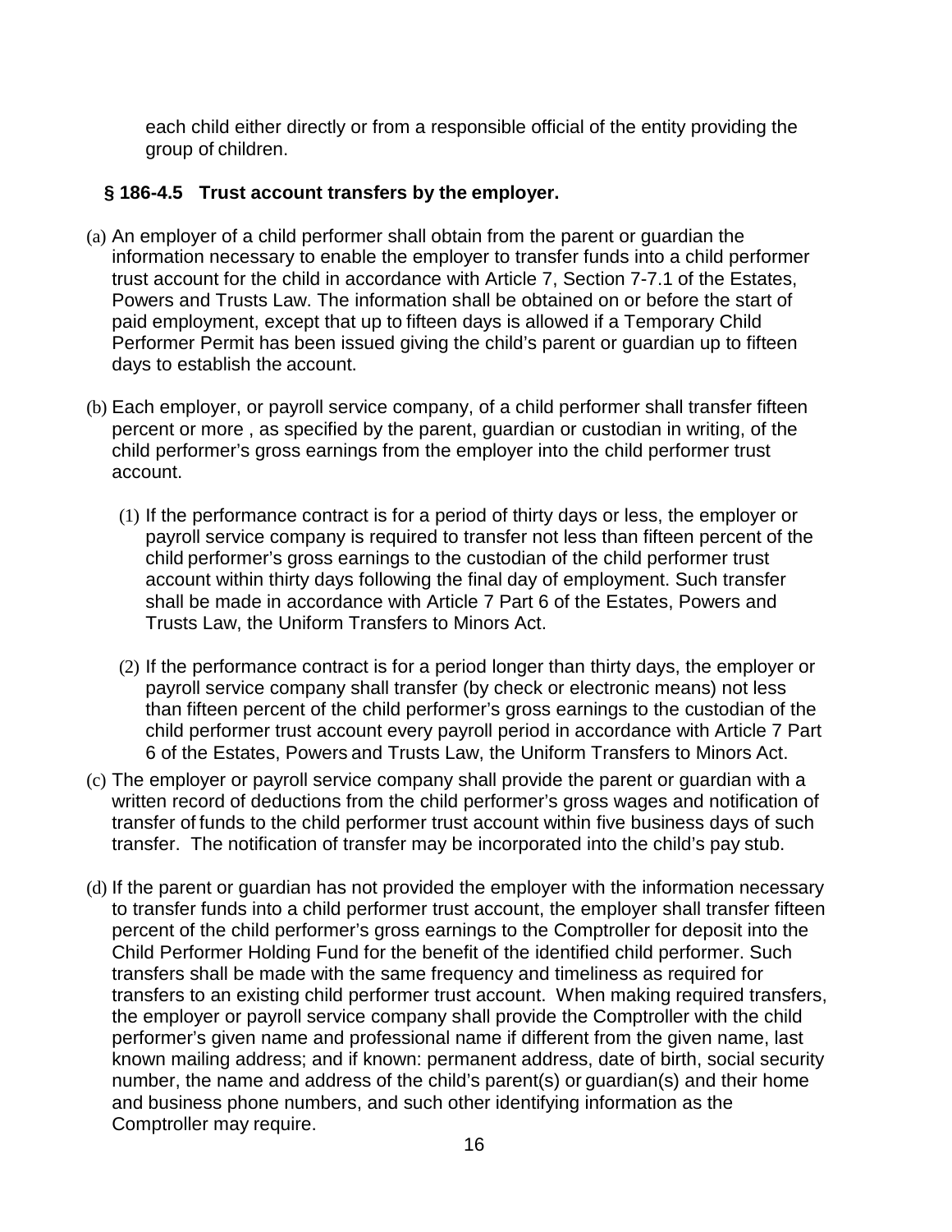each child either directly or from a responsible official of the entity providing the group of children.

### § 186-4.5 Trust account transfers by the employer.

(a) An employer of a child performer shall obtain from the parent or guardian the information necessary to enable the employer to transfer funds into a child performer trust account for the child in accordance with Article 7, Section 7-7.1 of the Estates, Powers and Trusts Law. The information shall be obtained on or before the start of paid employment, except that up to fifteen days is allowed if a Temporary Child Performer Permit has been issued giving the child's parent or guardian up to fifteen days to establish the account.

(b) Each employer, or payroll service company, of a child performer shall transfer fifteen percent or more , as specified by the parent, guardian or custodian in writing, of the child performer's gross earnings from the employer into the child performer trust account.

(1) If the performance contract is for a period of thirty days or less, the employer or payroll service company is required to transfer not less than fifteen percent of the child performer's gross earnings to the custodian of the child performer trust account within thirty days following the final day of employment. Such transfer shall be made in accordance with Article 7 Part 6 of the Estates, Powers and Trusts Law, the Uniform Transfers to Minors Act.

(2) If the performance contract is for a period longer than thirty days, the employer or payroll service company shall transfer (by check or electronic means) not less than fifteen percent of the child performer's gross earnings to the custodian of the child performer trust account every payroll period in accordance with Article 7 Part 6 of the Estates, Powers and Trusts Law, the Uniform Transfers to Minors Act.

(c) The employer or payroll service company shall provide the parent or guardian with a written record of deductions from the child performer's gross wages and notification of transfer of funds to the child performer trust account within five business days of such transfer. The notification of transfer may be incorporated into the child's pay stub.

(d) If the parent or guardian has not provided the employer with the information necessary to transfer funds into a child performer trust account, the employer shall transfer fifteen percent of the child performer's gross earnings to the Comptroller for deposit into the Child Performer Holding Fund for the benefit of the identified child performer. Such transfers shall be made with the same frequency and timeliness as required for transfers to an existing child performer trust account. When making required transfers, the employer or payroll service company shall provide the Comptroller with the child performer's given name and professional name if different from the given name, last known mailing address; and if known: permanent address, date of birth, social security number, the name and address of the child's parent(s) or guardian(s) and their home and business phone numbers, and such other identifying information as the Comptroller may require.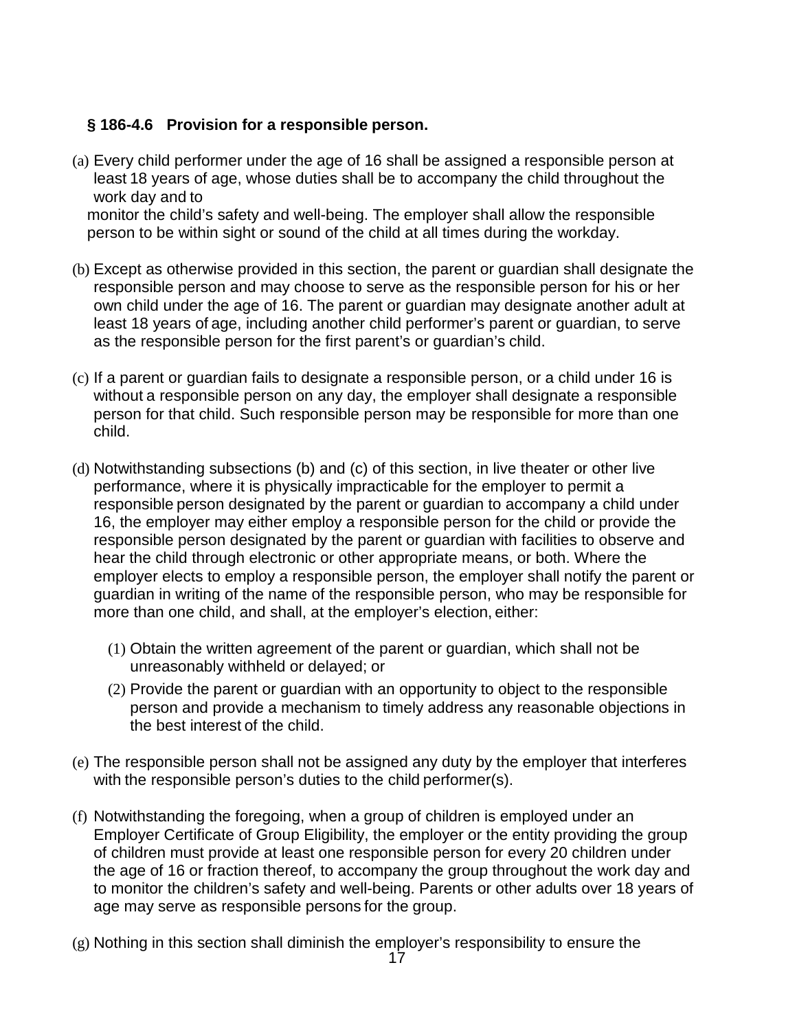### § 186-4.6 Provision for a responsible person.

(a) Every child performer under the age of 16 shall be assigned a responsible person at least 18 years of age, whose duties shall be to accompany the child throughout the work day and to monitor the child's safety and well-being. The employer shall allow the responsible person to be within sight or sound of the child at all times during the workday.

(b) Except as otherwise provided in this section, the parent or guardian shall designate the responsible person and may choose to serve as the responsible person for his or her own child under the age of 16. The parent or guardian may designate another adult at least 18 years of age, including another child performer's parent or guardian, to serve as the responsible person for the first parent's or guardian's child.

(c) If a parent or guardian fails to designate a responsible person, or a child under 16 is without a responsible person on any day, the employer shall designate a responsible person for that child. Such responsible person may be responsible for more than one child.

(d) Notwithstanding subsections (b) and (c) of this section, in live theater or other live performance, where it is physically impracticable for the employer to permit a responsible person designated by the parent or guardian to accompany a child under 16, the employer may either employ a responsible person for the child or provide the responsible person designated by the parent or guardian with facilities to observe and hear the child through electronic or other appropriate means, or both. Where the employer elects to employ a responsible person, the employer shall notify the parent or guardian in writing of the name of the responsible person, who may be responsible for more than one child, and shall, at the employer's election, either:

(1) Obtain the written agreement of the parent or guardian, which shall not be unreasonably withheld or delayed; or

(2) Provide the parent or guardian with an opportunity to object to the responsible person and provide a mechanism to timely address any reasonable objections in the best interest of the child.

(e) The responsible person shall not be assigned any duty by the employer that interferes with the responsible person's duties to the child performer(s).

(f) Notwithstanding the foregoing, when a group of children is employed under an Employer Certificate of Group Eligibility, the employer or the entity providing the group of children must provide at least one responsible person for every 20 children under the age of 16 or fraction thereof, to accompany the group throughout the work day and to monitor the children's safety and well-being. Parents or other adults over 18 years of age may serve as responsible persons for the group.

(g) Nothing in this section shall diminish the employer's responsibility to ensure the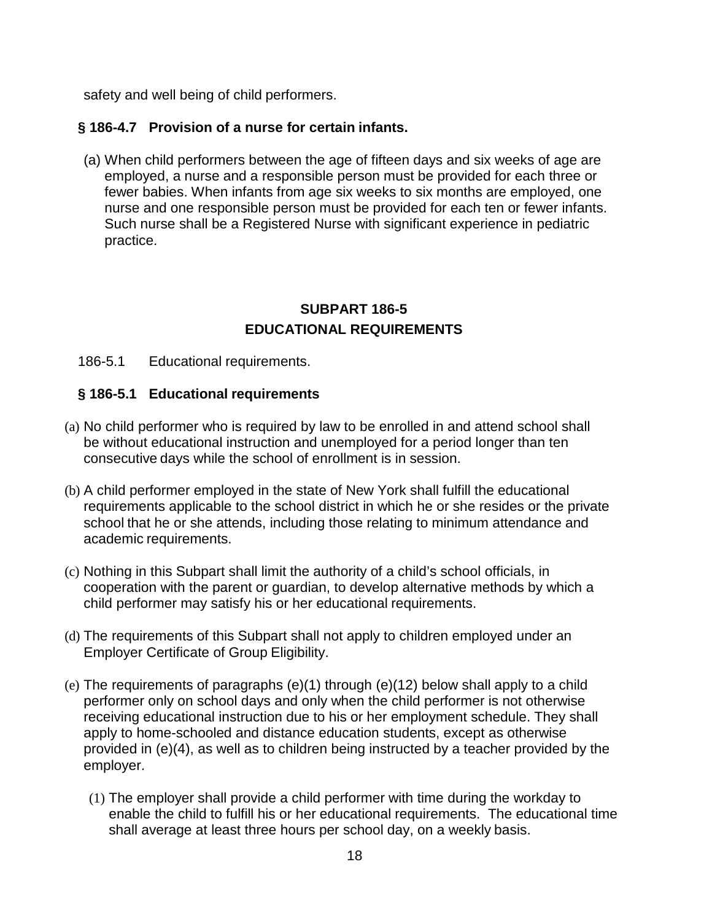safety and well being of child performers.

### § 186-4.7 Provision of a nurse for certain infants.

(a) When child performers between the age of fifteen days and six weeks of age are employed, a nurse and a responsible person must be provided for each three or fewer babies. When infants from age six weeks to six months are employed, one nurse and one responsible person must be provided for each ten or fewer infants. Such nurse shall be a Registered Nurse with significant experience in pediatric practice.

## SUBPART 186-5
## EDUCATIONAL REQUIREMENTS

186-5.1 Educational requirements.

### § 186-5.1 Educational requirements

(a) No child performer who is required by law to be enrolled in and attend school shall be without educational instruction and unemployed for a period longer than ten consecutive days while the school of enrollment is in session.

(b) A child performer employed in the state of New York shall fulfill the educational requirements applicable to the school district in which he or she resides or the private school that he or she attends, including those relating to minimum attendance and academic requirements.

(c) Nothing in this Subpart shall limit the authority of a child's school officials, in cooperation with the parent or guardian, to develop alternative methods by which a child performer may satisfy his or her educational requirements.

(d) The requirements of this Subpart shall not apply to children employed under an Employer Certificate of Group Eligibility.

(e) The requirements of paragraphs (e)(1) through (e)(12) below shall apply to a child performer only on school days and only when the child performer is not otherwise receiving educational instruction due to his or her employment schedule. They shall apply to home-schooled and distance education students, except as otherwise provided in (e)(4), as well as to children being instructed by a teacher provided by the employer.

(1) The employer shall provide a child performer with time during the workday to enable the child to fulfill his or her educational requirements. The educational time shall average at least three hours per school day, on a weekly basis.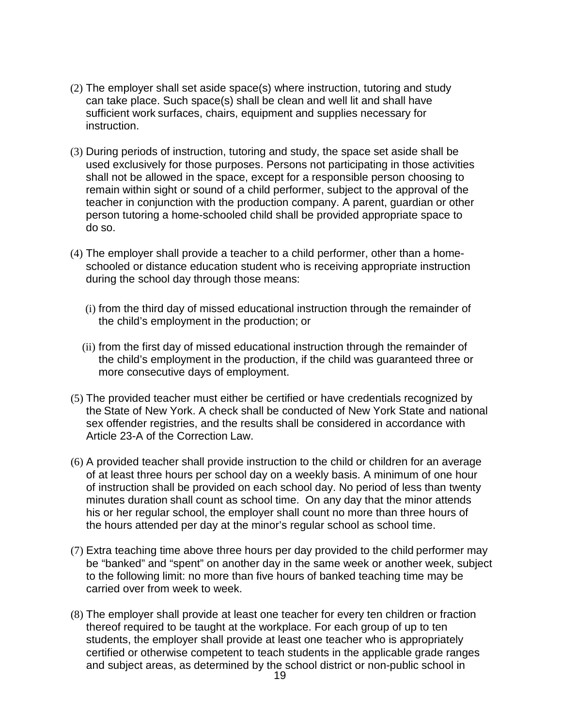(2) The employer shall set aside space(s) where instruction, tutoring and study can take place. Such space(s) shall be clean and well lit and shall have sufficient work surfaces, chairs, equipment and supplies necessary for instruction.

(3) During periods of instruction, tutoring and study, the space set aside shall be used exclusively for those purposes. Persons not participating in those activities shall not be allowed in the space, except for a responsible person choosing to remain within sight or sound of a child performer, subject to the approval of the teacher in conjunction with the production company. A parent, guardian or other person tutoring a home-schooled child shall be provided appropriate space to do so.

(4) The employer shall provide a teacher to a child performer, other than a home-schooled or distance education student who is receiving appropriate instruction during the school day through those means:

   (i) from the third day of missed educational instruction through the remainder of the child's employment in the production; or

   (ii) from the first day of missed educational instruction through the remainder of the child's employment in the production, if the child was guaranteed three or more consecutive days of employment.

(5) The provided teacher must either be certified or have credentials recognized by the State of New York. A check shall be conducted of New York State and national sex offender registries, and the results shall be considered in accordance with Article 23-A of the Correction Law.

(6) A provided teacher shall provide instruction to the child or children for an average of at least three hours per school day on a weekly basis. A minimum of one hour of instruction shall be provided on each school day. No period of less than twenty minutes duration shall count as school time. On any day that the minor attends his or her regular school, the employer shall count no more than three hours of the hours attended per day at the minor's regular school as school time.

(7) Extra teaching time above three hours per day provided to the child performer may be "banked" and "spent" on another day in the same week or another week, subject to the following limit: no more than five hours of banked teaching time may be carried over from week to week.

(8) The employer shall provide at least one teacher for every ten children or fraction thereof required to be taught at the workplace. For each group of up to ten students, the employer shall provide at least one teacher who is appropriately certified or otherwise competent to teach students in the applicable grade ranges and subject areas, as determined by the school district or non-public school in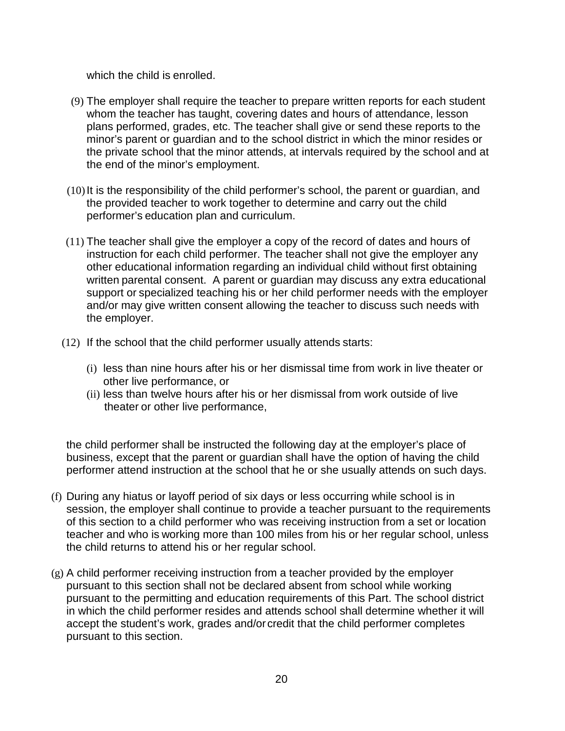which the child is enrolled.

(9) The employer shall require the teacher to prepare written reports for each student whom the teacher has taught, covering dates and hours of attendance, lesson plans performed, grades, etc. The teacher shall give or send these reports to the minor's parent or guardian and to the school district in which the minor resides or the private school that the minor attends, at intervals required by the school and at the end of the minor's employment.

(10) It is the responsibility of the child performer's school, the parent or guardian, and the provided teacher to work together to determine and carry out the child performer's education plan and curriculum.

(11) The teacher shall give the employer a copy of the record of dates and hours of instruction for each child performer. The teacher shall not give the employer any other educational information regarding an individual child without first obtaining written parental consent. A parent or guardian may discuss any extra educational support or specialized teaching his or her child performer needs with the employer and/or may give written consent allowing the teacher to discuss such needs with the employer.

(12) If the school that the child performer usually attends starts:

(i) less than nine hours after his or her dismissal time from work in live theater or other live performance, or
(ii) less than twelve hours after his or her dismissal from work outside of live theater or other live performance,

the child performer shall be instructed the following day at the employer's place of business, except that the parent or guardian shall have the option of having the child performer attend instruction at the school that he or she usually attends on such days.

(f) During any hiatus or layoff period of six days or less occurring while school is in session, the employer shall continue to provide a teacher pursuant to the requirements of this section to a child performer who was receiving instruction from a set or location teacher and who is working more than 100 miles from his or her regular school, unless the child returns to attend his or her regular school.

(g) A child performer receiving instruction from a teacher provided by the employer pursuant to this section shall not be declared absent from school while working pursuant to the permitting and education requirements of this Part. The school district in which the child performer resides and attends school shall determine whether it will accept the student's work, grades and/or credit that the child performer completes pursuant to this section.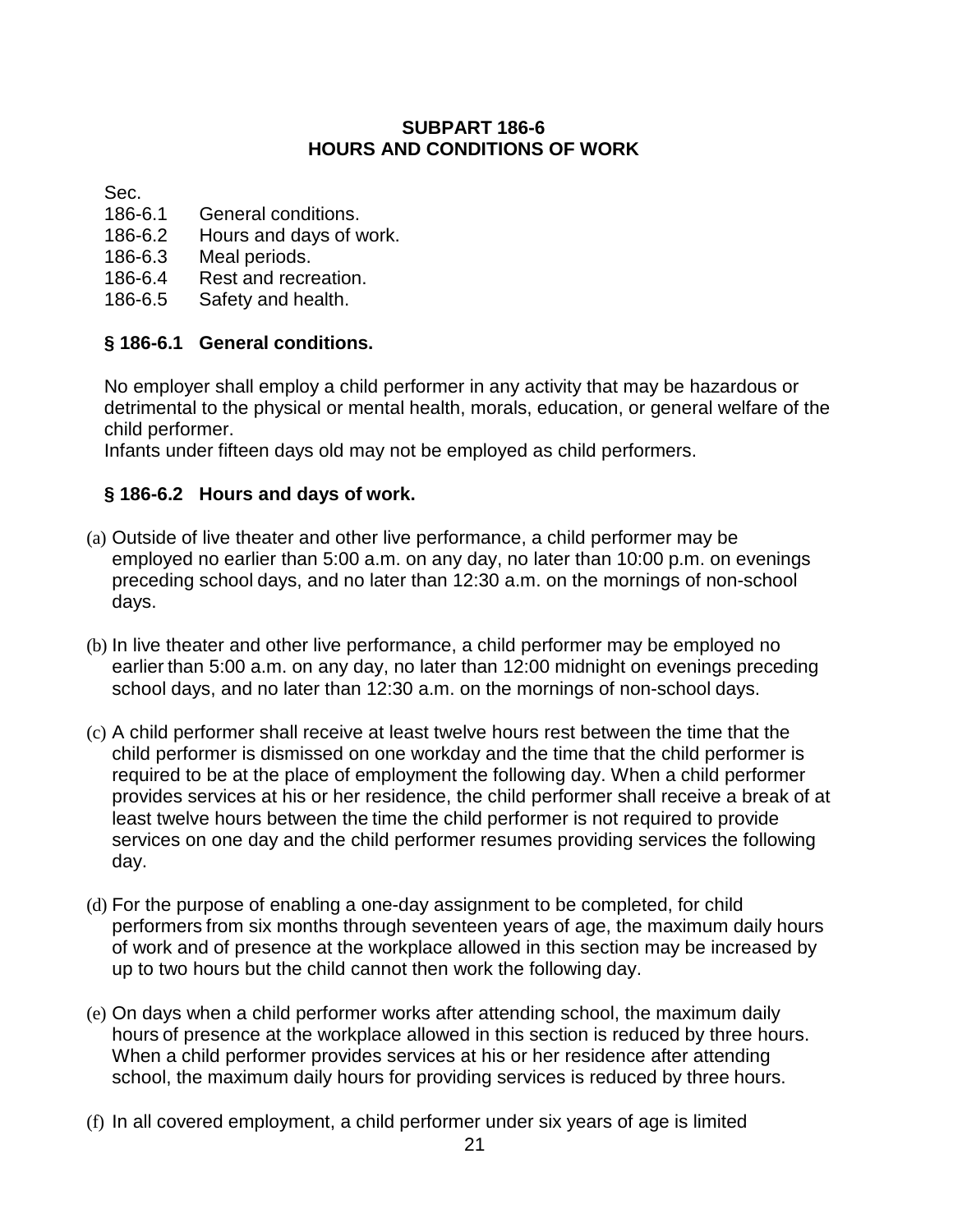### SUBPART 186-6
### HOURS AND CONDITIONS OF WORK

Sec.
186-6.1 General conditions.
186-6.2 Hours and days of work.
186-6.3 Meal periods.
186-6.4 Rest and recreation.
186-6.5 Safety and health.

**§ 186-6.1 General conditions.**

No employer shall employ a child performer in any activity that may be hazardous or detrimental to the physical or mental health, morals, education, or general welfare of the child performer.
Infants under fifteen days old may not be employed as child performers.

**§ 186-6.2 Hours and days of work.**

(a) Outside of live theater and other live performance, a child performer may be employed no earlier than 5:00 a.m. on any day, no later than 10:00 p.m. on evenings preceding school days, and no later than 12:30 a.m. on the mornings of non-school days.

(b) In live theater and other live performance, a child performer may be employed no earlier than 5:00 a.m. on any day, no later than 12:00 midnight on evenings preceding school days, and no later than 12:30 a.m. on the mornings of non-school days.

(c) A child performer shall receive at least twelve hours rest between the time that the child performer is dismissed on one workday and the time that the child performer is required to be at the place of employment the following day. When a child performer provides services at his or her residence, the child performer shall receive a break of at least twelve hours between the time the child performer is not required to provide services on one day and the child performer resumes providing services the following day.

(d) For the purpose of enabling a one-day assignment to be completed, for child performers from six months through seventeen years of age, the maximum daily hours of work and of presence at the workplace allowed in this section may be increased by up to two hours but the child cannot then work the following day.

(e) On days when a child performer works after attending school, the maximum daily hours of presence at the workplace allowed in this section is reduced by three hours. When a child performer provides services at his or her residence after attending school, the maximum daily hours for providing services is reduced by three hours.

(f) In all covered employment, a child performer under six years of age is limited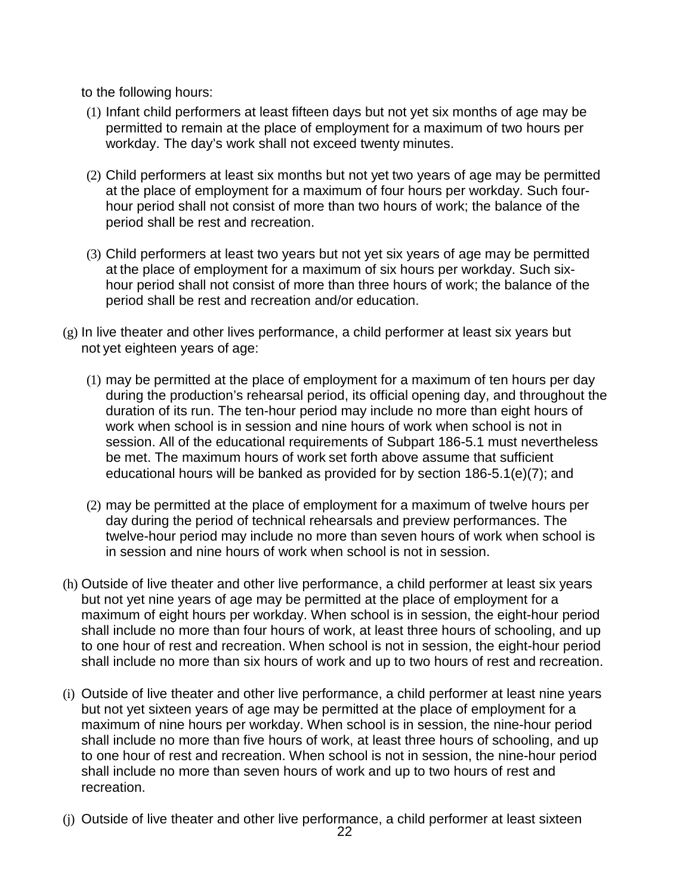to the following hours:

(1) Infant child performers at least fifteen days but not yet six months of age may be permitted to remain at the place of employment for a maximum of two hours per workday. The day's work shall not exceed twenty minutes.

(2) Child performers at least six months but not yet two years of age may be permitted at the place of employment for a maximum of four hours per workday. Such four-hour period shall not consist of more than two hours of work; the balance of the period shall be rest and recreation.

(3) Child performers at least two years but not yet six years of age may be permitted at the place of employment for a maximum of six hours per workday. Such six-hour period shall not consist of more than three hours of work; the balance of the period shall be rest and recreation and/or education.

(g) In live theater and other lives performance, a child performer at least six years but not yet eighteen years of age:

(1) may be permitted at the place of employment for a maximum of ten hours per day during the production's rehearsal period, its official opening day, and throughout the duration of its run. The ten-hour period may include no more than eight hours of work when school is in session and nine hours of work when school is not in session. All of the educational requirements of Subpart 186-5.1 must nevertheless be met. The maximum hours of work set forth above assume that sufficient educational hours will be banked as provided for by section 186-5.1(e)(7); and

(2) may be permitted at the place of employment for a maximum of twelve hours per day during the period of technical rehearsals and preview performances. The twelve-hour period may include no more than seven hours of work when school is in session and nine hours of work when school is not in session.

(h) Outside of live theater and other live performance, a child performer at least six years but not yet nine years of age may be permitted at the place of employment for a maximum of eight hours per workday. When school is in session, the eight-hour period shall include no more than four hours of work, at least three hours of schooling, and up to one hour of rest and recreation. When school is not in session, the eight-hour period shall include no more than six hours of work and up to two hours of rest and recreation.

(i) Outside of live theater and other live performance, a child performer at least nine years but not yet sixteen years of age may be permitted at the place of employment for a maximum of nine hours per workday. When school is in session, the nine-hour period shall include no more than five hours of work, at least three hours of schooling, and up to one hour of rest and recreation. When school is not in session, the nine-hour period shall include no more than seven hours of work and up to two hours of rest and recreation.

(j) Outside of live theater and other live performance, a child performer at least sixteen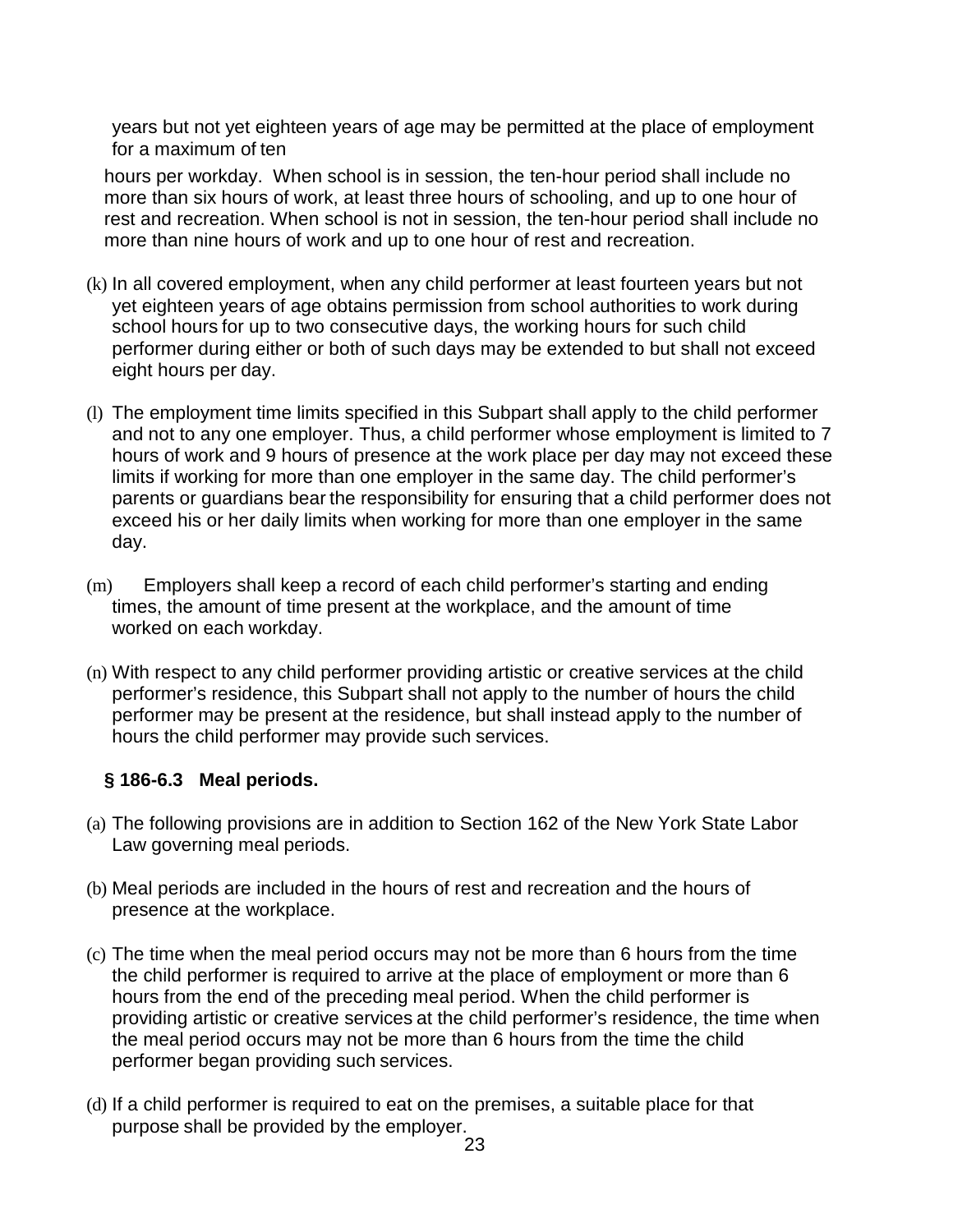years but not yet eighteen years of age may be permitted at the place of employment for a maximum of ten hours per workday. When school is in session, the ten-hour period shall include no more than six hours of work, at least three hours of schooling, and up to one hour of rest and recreation. When school is not in session, the ten-hour period shall include no more than nine hours of work and up to one hour of rest and recreation.

(k) In all covered employment, when any child performer at least fourteen years but not yet eighteen years of age obtains permission from school authorities to work during school hours for up to two consecutive days, the working hours for such child performer during either or both of such days may be extended to but shall not exceed eight hours per day.

(l) The employment time limits specified in this Subpart shall apply to the child performer and not to any one employer. Thus, a child performer whose employment is limited to 7 hours of work and 9 hours of presence at the work place per day may not exceed these limits if working for more than one employer in the same day. The child performer's parents or guardians bear the responsibility for ensuring that a child performer does not exceed his or her daily limits when working for more than one employer in the same day.

(m) Employers shall keep a record of each child performer's starting and ending times, the amount of time present at the workplace, and the amount of time worked on each workday.

(n) With respect to any child performer providing artistic or creative services at the child performer's residence, this Subpart shall not apply to the number of hours the child performer may be present at the residence, but shall instead apply to the number of hours the child performer may provide such services.

### § 186-6.3 Meal periods.

(a) The following provisions are in addition to Section 162 of the New York State Labor Law governing meal periods.

(b) Meal periods are included in the hours of rest and recreation and the hours of presence at the workplace.

(c) The time when the meal period occurs may not be more than 6 hours from the time the child performer is required to arrive at the place of employment or more than 6 hours from the end of the preceding meal period. When the child performer is providing artistic or creative services at the child performer's residence, the time when the meal period occurs may not be more than 6 hours from the time the child performer began providing such services.

(d) If a child performer is required to eat on the premises, a suitable place for that purpose shall be provided by the employer.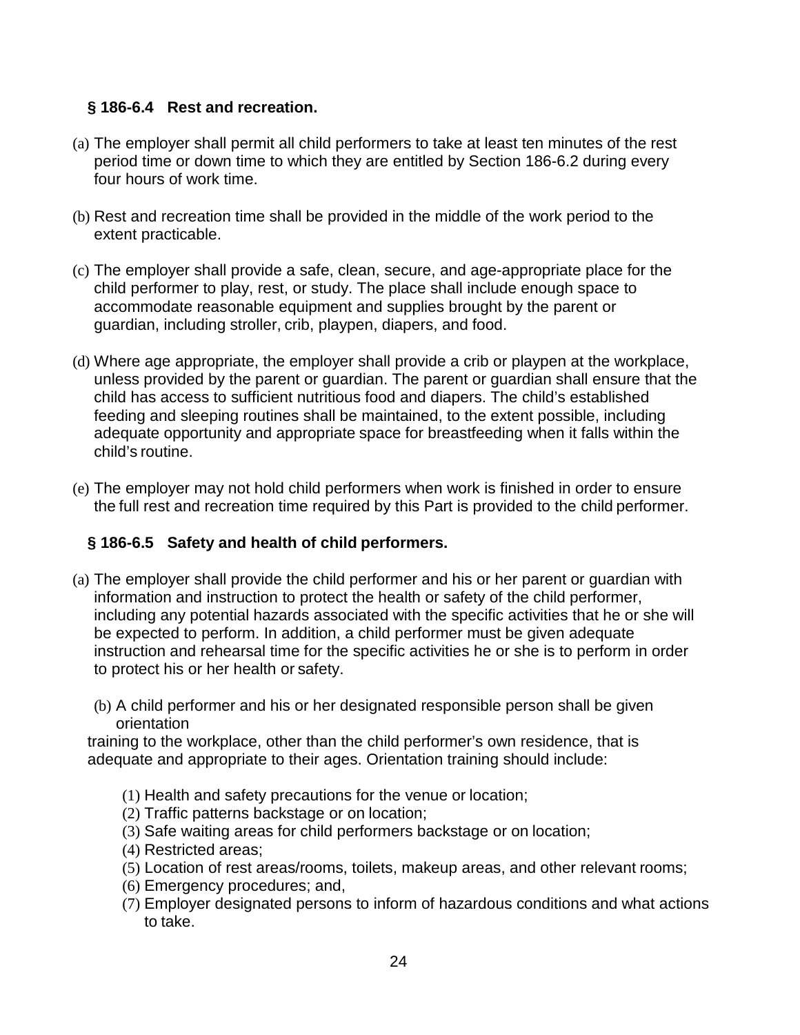### § 186-6.4 Rest and recreation.

(a) The employer shall permit all child performers to take at least ten minutes of the rest period time or down time to which they are entitled by Section 186-6.2 during every four hours of work time.

(b) Rest and recreation time shall be provided in the middle of the work period to the extent practicable.

(c) The employer shall provide a safe, clean, secure, and age-appropriate place for the child performer to play, rest, or study. The place shall include enough space to accommodate reasonable equipment and supplies brought by the parent or guardian, including stroller, crib, playpen, diapers, and food.

(d) Where age appropriate, the employer shall provide a crib or playpen at the workplace, unless provided by the parent or guardian. The parent or guardian shall ensure that the child has access to sufficient nutritious food and diapers. The child's established feeding and sleeping routines shall be maintained, to the extent possible, including adequate opportunity and appropriate space for breastfeeding when it falls within the child's routine.

(e) The employer may not hold child performers when work is finished in order to ensure the full rest and recreation time required by this Part is provided to the child performer.

### § 186-6.5 Safety and health of child performers.

(a) The employer shall provide the child performer and his or her parent or guardian with information and instruction to protect the health or safety of the child performer, including any potential hazards associated with the specific activities that he or she will be expected to perform. In addition, a child performer must be given adequate instruction and rehearsal time for the specific activities he or she is to perform in order to protect his or her health or safety.

(b) A child performer and his or her designated responsible person shall be given orientation training to the workplace, other than the child performer's own residence, that is adequate and appropriate to their ages. Orientation training should include:

(1) Health and safety precautions for the venue or location;
(2) Traffic patterns backstage or on location;
(3) Safe waiting areas for child performers backstage or on location;
(4) Restricted areas;
(5) Location of rest areas/rooms, toilets, makeup areas, and other relevant rooms;
(6) Emergency procedures; and,
(7) Employer designated persons to inform of hazardous conditions and what actions to take.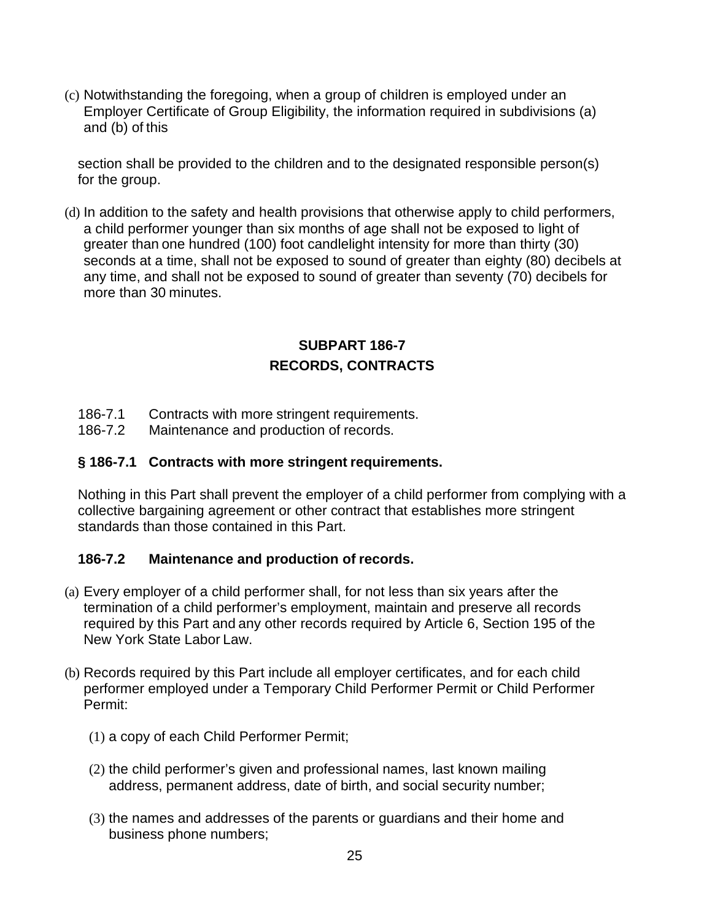(c) Notwithstanding the foregoing, when a group of children is employed under an Employer Certificate of Group Eligibility, the information required in subdivisions (a) and (b) of this section shall be provided to the children and to the designated responsible person(s) for the group.

(d) In addition to the safety and health provisions that otherwise apply to child performers, a child performer younger than six months of age shall not be exposed to light of greater than one hundred (100) foot candlelight intensity for more than thirty (30) seconds at a time, shall not be exposed to sound of greater than eighty (80) decibels at any time, and shall not be exposed to sound of greater than seventy (70) decibels for more than 30 minutes.

## SUBPART 186-7
## RECORDS, CONTRACTS

186-7.1 Contracts with more stringent requirements.
186-7.2 Maintenance and production of records.

### § 186-7.1 Contracts with more stringent requirements.

Nothing in this Part shall prevent the employer of a child performer from complying with a collective bargaining agreement or other contract that establishes more stringent standards than those contained in this Part.

### 186-7.2 Maintenance and production of records.

(a) Every employer of a child performer shall, for not less than six years after the termination of a child performer's employment, maintain and preserve all records required by this Part and any other records required by Article 6, Section 195 of the New York State Labor Law.

(b) Records required by this Part include all employer certificates, and for each child performer employed under a Temporary Child Performer Permit or Child Performer Permit:

(1) a copy of each Child Performer Permit;

(2) the child performer's given and professional names, last known mailing address, permanent address, date of birth, and social security number;

(3) the names and addresses of the parents or guardians and their home and business phone numbers;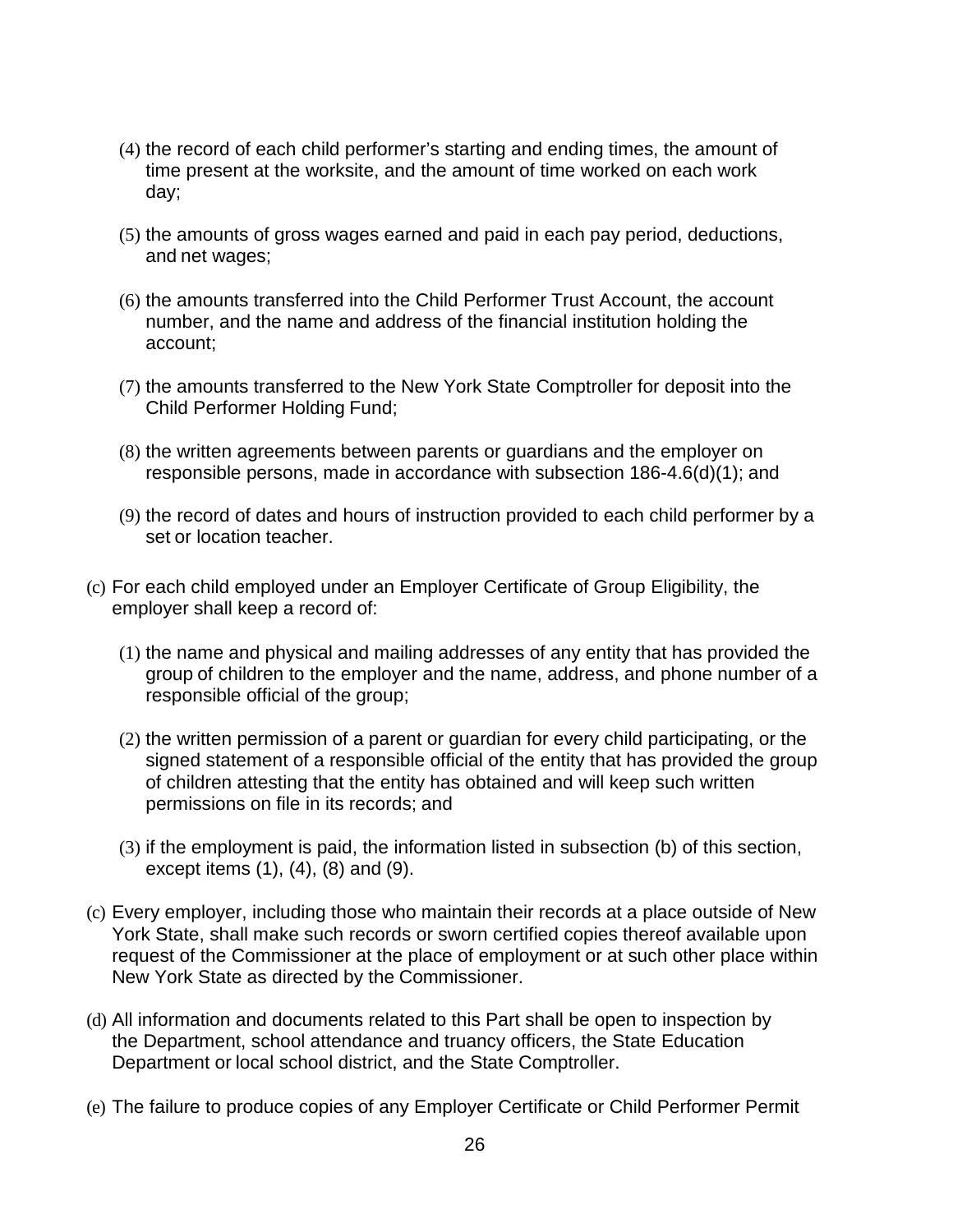(4) the record of each child performer's starting and ending times, the amount of time present at the worksite, and the amount of time worked on each work day;

(5) the amounts of gross wages earned and paid in each pay period, deductions, and net wages;

(6) the amounts transferred into the Child Performer Trust Account, the account number, and the name and address of the financial institution holding the account;

(7) the amounts transferred to the New York State Comptroller for deposit into the Child Performer Holding Fund;

(8) the written agreements between parents or guardians and the employer on responsible persons, made in accordance with subsection 186-4.6(d)(1); and

(9) the record of dates and hours of instruction provided to each child performer by a set or location teacher.

(c) For each child employed under an Employer Certificate of Group Eligibility, the employer shall keep a record of:

(1) the name and physical and mailing addresses of any entity that has provided the group of children to the employer and the name, address, and phone number of a responsible official of the group;

(2) the written permission of a parent or guardian for every child participating, or the signed statement of a responsible official of the entity that has provided the group of children attesting that the entity has obtained and will keep such written permissions on file in its records; and

(3) if the employment is paid, the information listed in subsection (b) of this section, except items (1), (4), (8) and (9).

(c) Every employer, including those who maintain their records at a place outside of New York State, shall make such records or sworn certified copies thereof available upon request of the Commissioner at the place of employment or at such other place within New York State as directed by the Commissioner.

(d) All information and documents related to this Part shall be open to inspection by the Department, school attendance and truancy officers, the State Education Department or local school district, and the State Comptroller.

(e) The failure to produce copies of any Employer Certificate or Child Performer Permit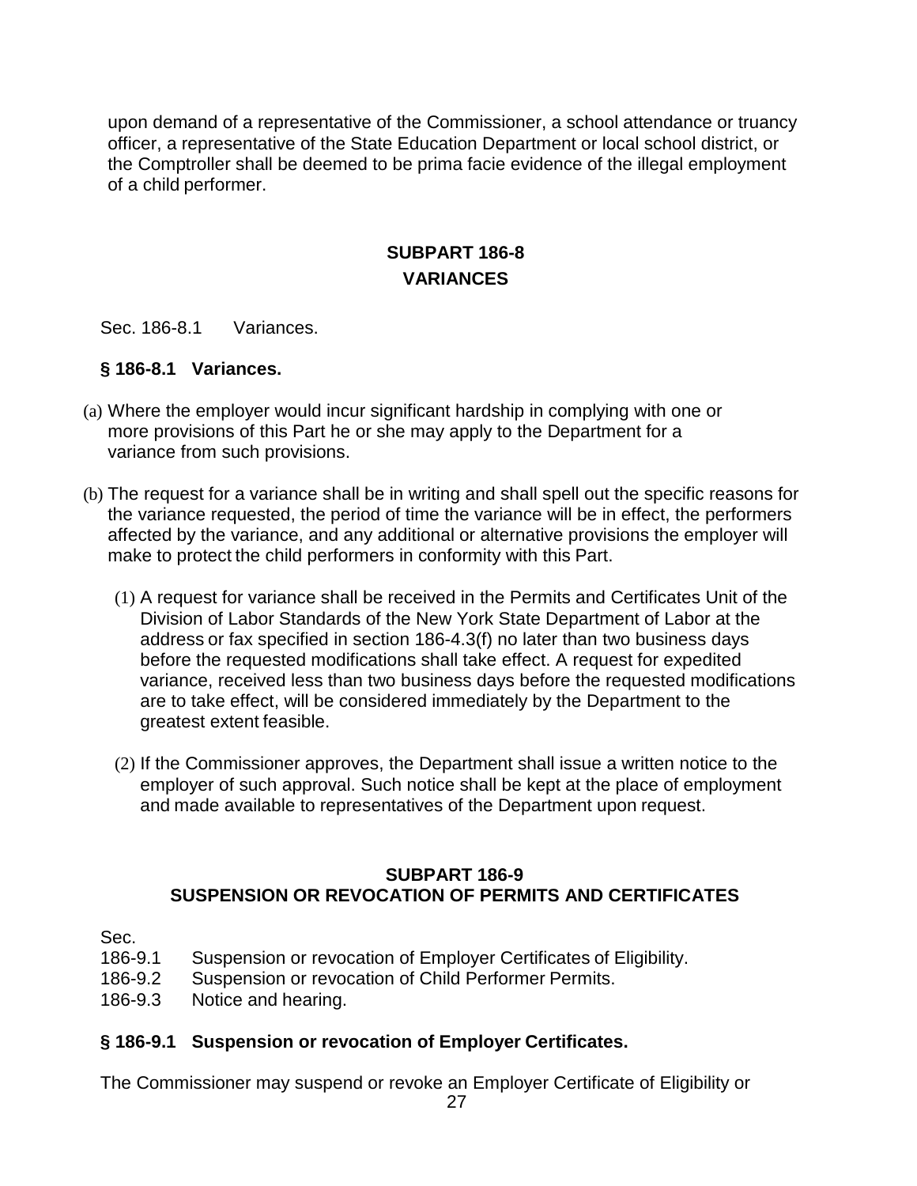upon demand of a representative of the Commissioner, a school attendance or truancy officer, a representative of the State Education Department or local school district, or the Comptroller shall be deemed to be prima facie evidence of the illegal employment of a child performer.

## SUBPART 186-8
## VARIANCES

Sec. 186-8.1 Variances.

### § 186-8.1 Variances.

(a) Where the employer would incur significant hardship in complying with one or more provisions of this Part he or she may apply to the Department for a variance from such provisions.

(b) The request for a variance shall be in writing and shall spell out the specific reasons for the variance requested, the period of time the variance will be in effect, the performers affected by the variance, and any additional or alternative provisions the employer will make to protect the child performers in conformity with this Part.

(1) A request for variance shall be received in the Permits and Certificates Unit of the Division of Labor Standards of the New York State Department of Labor at the address or fax specified in section 186-4.3(f) no later than two business days before the requested modifications shall take effect. A request for expedited variance, received less than two business days before the requested modifications are to take effect, will be considered immediately by the Department to the greatest extent feasible.

(2) If the Commissioner approves, the Department shall issue a written notice to the employer of such approval. Such notice shall be kept at the place of employment and made available to representatives of the Department upon request.

## SUBPART 186-9
## SUSPENSION OR REVOCATION OF PERMITS AND CERTIFICATES

Sec.
186-9.1 Suspension or revocation of Employer Certificates of Eligibility.
186-9.2 Suspension or revocation of Child Performer Permits.
186-9.3 Notice and hearing.

### § 186-9.1 Suspension or revocation of Employer Certificates.

The Commissioner may suspend or revoke an Employer Certificate of Eligibility or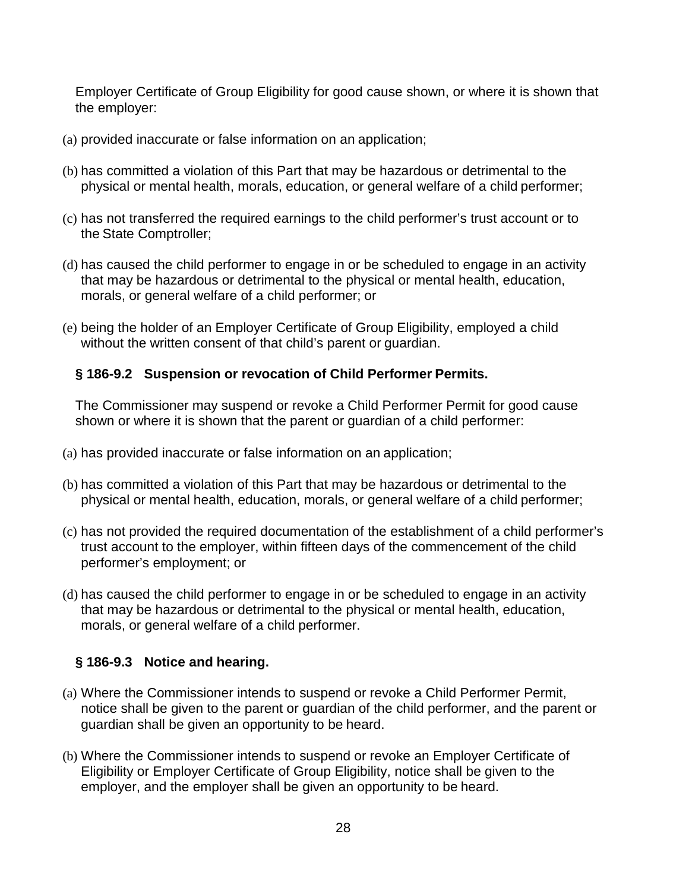Employer Certificate of Group Eligibility for good cause shown, or where it is shown that the employer:

(a) provided inaccurate or false information on an application;

(b) has committed a violation of this Part that may be hazardous or detrimental to the physical or mental health, morals, education, or general welfare of a child performer;

(c) has not transferred the required earnings to the child performer's trust account or to the State Comptroller;

(d) has caused the child performer to engage in or be scheduled to engage in an activity that may be hazardous or detrimental to the physical or mental health, education, morals, or general welfare of a child performer; or

(e) being the holder of an Employer Certificate of Group Eligibility, employed a child without the written consent of that child's parent or guardian.

### § 186-9.2 Suspension or revocation of Child Performer Permits.

The Commissioner may suspend or revoke a Child Performer Permit for good cause shown or where it is shown that the parent or guardian of a child performer:

(a) has provided inaccurate or false information on an application;

(b) has committed a violation of this Part that may be hazardous or detrimental to the physical or mental health, education, morals, or general welfare of a child performer;

(c) has not provided the required documentation of the establishment of a child performer's trust account to the employer, within fifteen days of the commencement of the child performer's employment; or

(d) has caused the child performer to engage in or be scheduled to engage in an activity that may be hazardous or detrimental to the physical or mental health, education, morals, or general welfare of a child performer.

### § 186-9.3 Notice and hearing.

(a) Where the Commissioner intends to suspend or revoke a Child Performer Permit, notice shall be given to the parent or guardian of the child performer, and the parent or guardian shall be given an opportunity to be heard.

(b) Where the Commissioner intends to suspend or revoke an Employer Certificate of Eligibility or Employer Certificate of Group Eligibility, notice shall be given to the employer, and the employer shall be given an opportunity to be heard.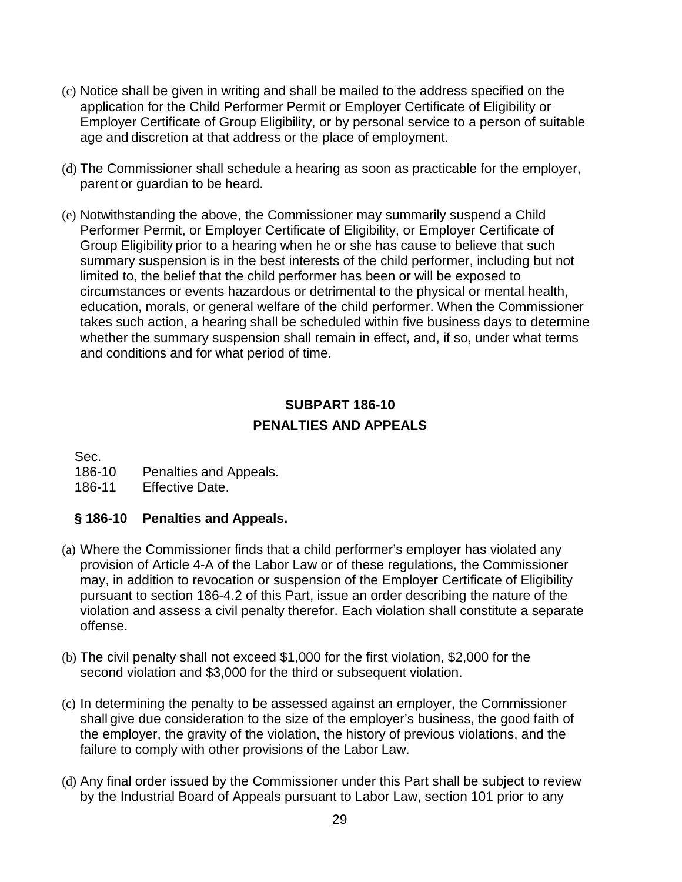(c) Notice shall be given in writing and shall be mailed to the address specified on the application for the Child Performer Permit or Employer Certificate of Eligibility or Employer Certificate of Group Eligibility, or by personal service to a person of suitable age and discretion at that address or the place of employment.

(d) The Commissioner shall schedule a hearing as soon as practicable for the employer, parent or guardian to be heard.

(e) Notwithstanding the above, the Commissioner may summarily suspend a Child Performer Permit, or Employer Certificate of Eligibility, or Employer Certificate of Group Eligibility prior to a hearing when he or she has cause to believe that such summary suspension is in the best interests of the child performer, including but not limited to, the belief that the child performer has been or will be exposed to circumstances or events hazardous or detrimental to the physical or mental health, education, morals, or general welfare of the child performer. When the Commissioner takes such action, a hearing shall be scheduled within five business days to determine whether the summary suspension shall remain in effect, and, if so, under what terms and conditions and for what period of time.

## SUBPART 186-10
## PENALTIES AND APPEALS

Sec.
186-10 Penalties and Appeals.
186-11 Effective Date.

### § 186-10 Penalties and Appeals.

(a) Where the Commissioner finds that a child performer's employer has violated any provision of Article 4-A of the Labor Law or of these regulations, the Commissioner may, in addition to revocation or suspension of the Employer Certificate of Eligibility pursuant to section 186-4.2 of this Part, issue an order describing the nature of the violation and assess a civil penalty therefor. Each violation shall constitute a separate offense.

(b) The civil penalty shall not exceed $1,000 for the first violation, $2,000 for the second violation and $3,000 for the third or subsequent violation.

(c) In determining the penalty to be assessed against an employer, the Commissioner shall give due consideration to the size of the employer's business, the good faith of the employer, the gravity of the violation, the history of previous violations, and the failure to comply with other provisions of the Labor Law.

(d) Any final order issued by the Commissioner under this Part shall be subject to review by the Industrial Board of Appeals pursuant to Labor Law, section 101 prior to any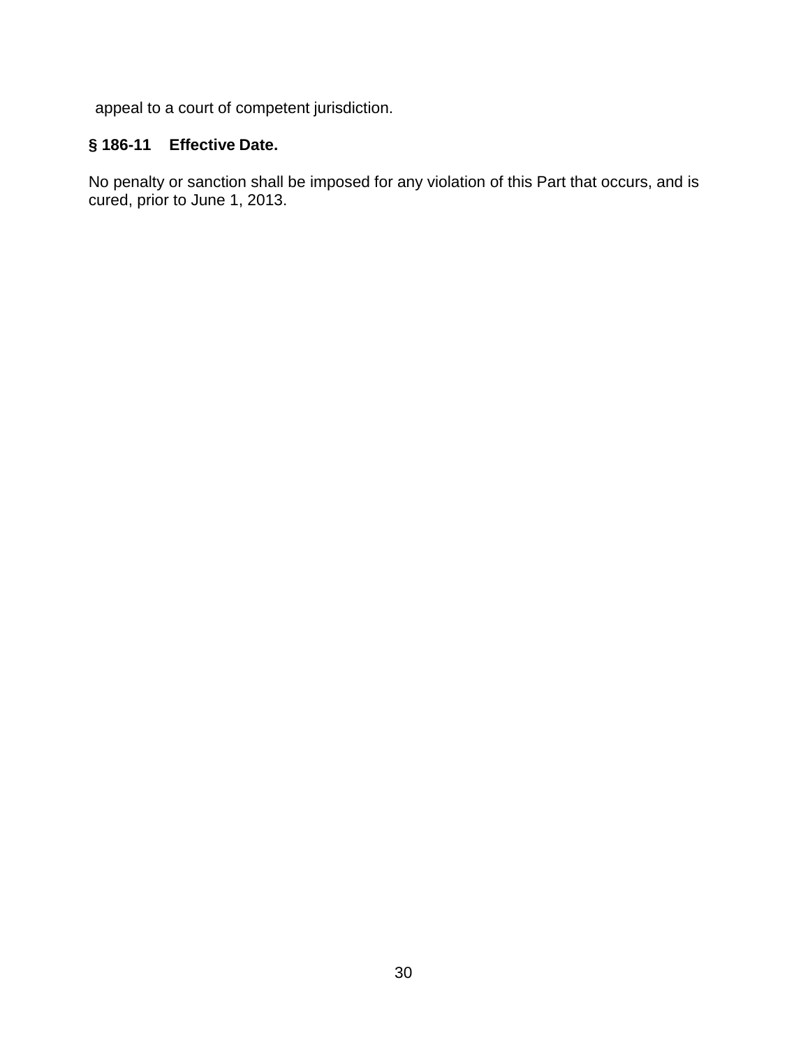appeal to a court of competent jurisdiction.

### § 186-11 Effective Date.

No penalty or sanction shall be imposed for any violation of this Part that occurs, and is cured, prior to June 1, 2013.